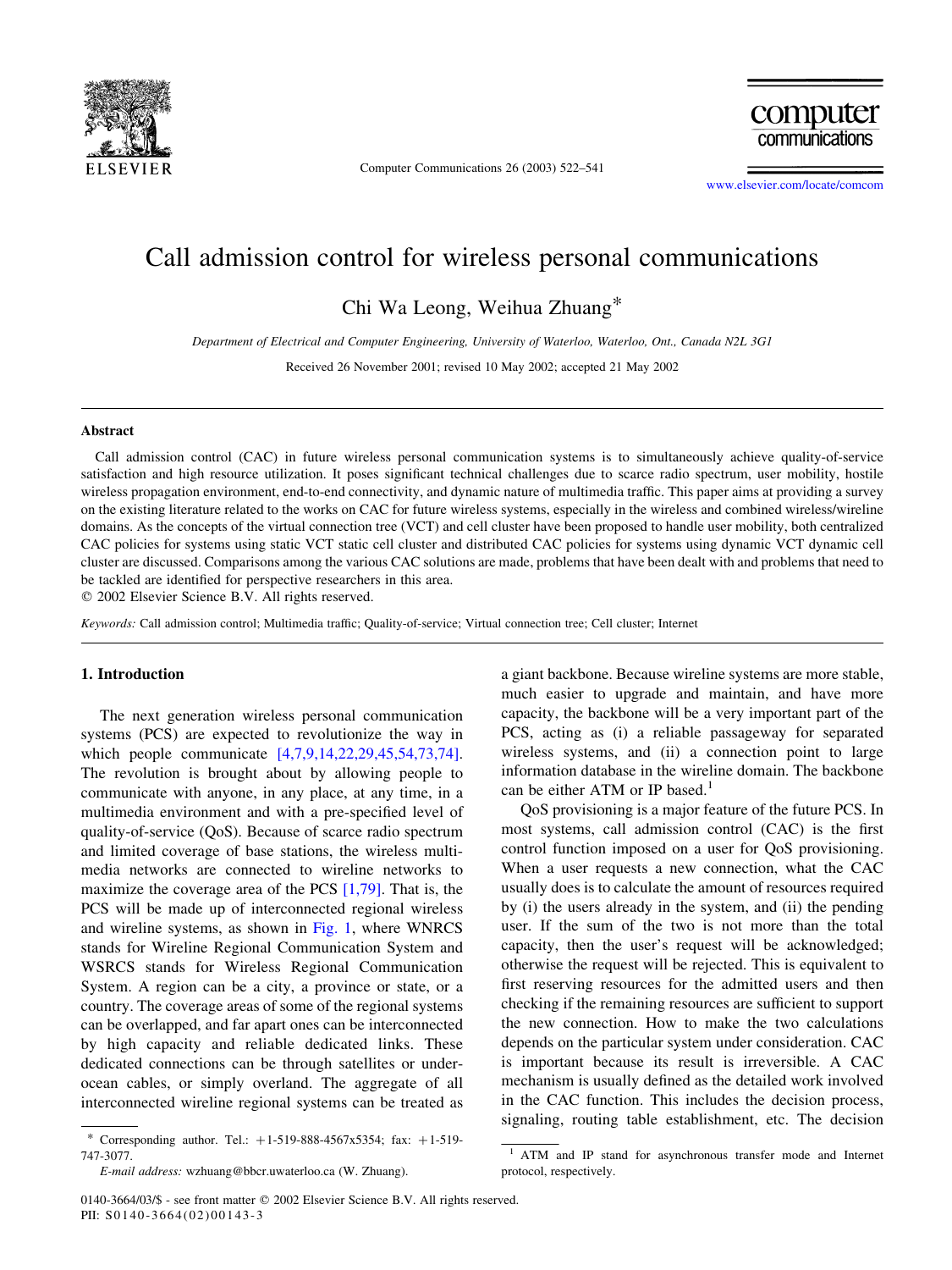# Call admission control for wireless personal communications

Chi Wa Leong, Weihua Zhuang*

*Department of Electrical and Computer Engineering, University of Waterloo, Waterloo, Ont., Canada N2L 3G1*

Received 26 November 2001; revised 10 May 2002; accepted 21 May 2002

## Abstract

Call admission control (CAC) in future wireless personal communication systems is to simultaneously achieve quality-of-service satisfaction and high resource utilization. It poses significant technical challenges due to scarce radio spectrum, user mobility, hostile wireless propagation environment, end-to-end connectivity, and dynamic nature of multimedia traffic. This paper aims at providing a survey on the existing literature related to the works on CAC for future wireless systems, especially in the wireless and combined wireless/wireline domains. As the concepts of the virtual connection tree (VCT) and cell cluster have been proposed to handle user mobility, both centralized CAC policies for systems using static VCT static cell cluster and distributed CAC policies for systems using dynamic VCT dynamic cell cluster are discussed. Comparisons among the various CAC solutions are made, problems that have been dealt with and problems that need to be tackled are identified for perspective researchers in this area.

© 2002 Elsevier Science B.V. All rights reserved.

*Keywords:* Call admission control; Multimedia traffic; Quality-of-service; Virtual connection tree; Cell cluster; Internet

## 1. Introduction

The next generation wireless personal communication systems (PCS) are expected to revolutionize the way in which people communicate [4,7,9,14,22,29,45,54,73,74]. The revolution is brought about by allowing people to communicate with anyone, in any place, at any time, in a multimedia environment and with a pre-specified level of quality-of-service (QoS). Because of scarce radio spectrum and limited coverage of base stations, the wireless multimedia networks are connected to wireline networks to maximize the coverage area of the PCS [1,79]. That is, the PCS will be made up of interconnected regional wireless and wireline systems, as shown in Fig. 1, where WNRCS stands for Wireline Regional Communication System and WSRCS stands for Wireless Regional Communication System. A region can be a city, a province or state, or a country. The coverage areas of some of the regional systems can be overlapped, and far apart ones can be interconnected by high capacity and reliable dedicated links. These dedicated connections can be through satellites or under-ocean cables, or simply overland. The aggregate of all interconnected wireline regional systems can be treated as a giant backbone. Because wireline systems are more stable, much easier to upgrade and maintain, and have more capacity, the backbone will be a very important part of the PCS, acting as (i) a reliable passageway for separated wireless systems, and (ii) a connection point to large information database in the wireline domain. The backbone can be either ATM or IP based.[1]

QoS provisioning is a major feature of the future PCS. In most systems, call admission control (CAC) is the first control function imposed on a user for QoS provisioning. When a user requests a new connection, what the CAC usually does is to calculate the amount of resources required by (i) the users already in the system, and (ii) the pending user. If the sum of the two is not more than the total capacity, then the user's request will be acknowledged; otherwise the request will be rejected. This is equivalent to first reserving resources for the admitted users and then checking if the remaining resources are sufficient to support the new connection. How to make the two calculations depends on the particular system under consideration. CAC is important because its result is irreversible. A CAC mechanism is usually defined as the detailed work involved in the CAC function. This includes the decision process, signaling, routing table establishment, etc. The decision

\* Corresponding author. Tel.: +1-519-888-4567x5354; fax: +1-519-747-3077.

*E-mail address:* wzhuang@bbcr.uwaterloo.ca (W. Zhuang).

[1] ATM and IP stand for asynchronous transfer mode and Internet protocol, respectively.

0140-3664/03/$ - see front matter © 2002 Elsevier Science B.V. All rights reserved.
PII: S0140-3664(02)00143-3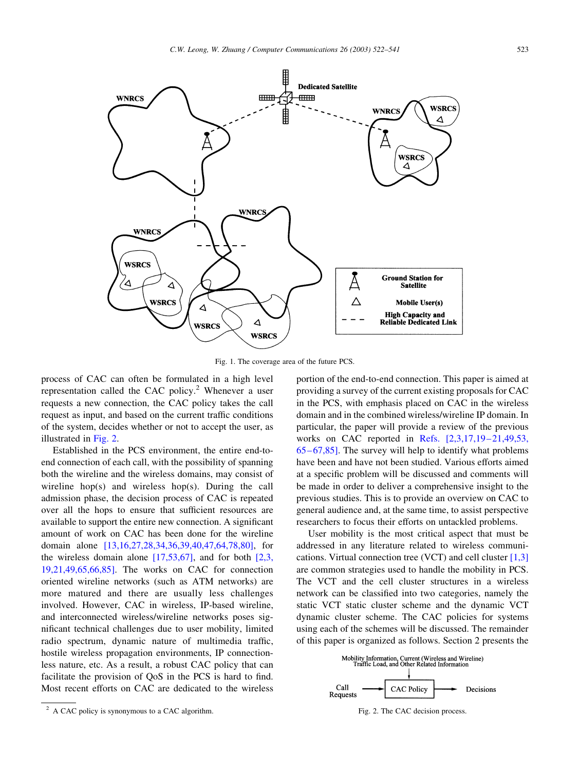Dedicated Satellite

WNRCS

WNRCS

WSRCS

WSRCS

WNRCS

WNRCS

WSRCS

WSRCS

WSRCS

WSRCS

Ground Station for Satellite

Mobile User(s)

High Capacity and Reliable Dedicated Link

Fig. 1. The coverage area of the future PCS.

process of CAC can often be formulated in a high level representation called the CAC policy.[2] Whenever a user requests a new connection, the CAC policy takes the call request as input, and based on the current traffic conditions of the system, decides whether or not to accept the user, as illustrated in Fig. 2.

Established in the PCS environment, the entire end-to-end connection of each call, with the possibility of spanning both the wireline and the wireless domains, may consist of wireline hop(s) and wireless hop(s). During the call admission phase, the decision process of CAC is repeated over all the hops to ensure that sufficient resources are available to support the entire new connection. A significant amount of work on CAC has been done for the wireline domain alone [13,16,27,28,34,36,39,40,47,64,78,80], for the wireless domain alone [17,53,67], and for both [2,3,19,21,49,65,66,85]. The works on CAC for connection oriented wireline networks (such as ATM networks) are more matured and there are usually less challenges involved. However, CAC in wireless, IP-based wireline, and interconnected wireless/wireline networks poses significant technical challenges due to user mobility, limited radio spectrum, dynamic nature of multimedia traffic, hostile wireless propagation environments, IP connectionless nature, etc. As a result, a robust CAC policy that can facilitate the provision of QoS in the PCS is hard to find. Most recent efforts on CAC are dedicated to the wireless portion of the end-to-end connection. This paper is aimed at providing a survey of the current existing proposals for CAC in the PCS, with emphasis placed on CAC in the wireless domain and in the combined wireless/wireline IP domain. In particular, the paper will provide a review of the previous works on CAC reported in Refs. [2,3,17,19–21,49,53,65–67,85]. The survey will help to identify what problems have been and have not been studied. Various efforts aimed at a specific problem will be discussed and comments will be made in order to deliver a comprehensive insight to the previous studies. This is to provide an overview on CAC to general audience and, at the same time, to assist perspective researchers to focus their efforts on untackled problems.

User mobility is the most critical aspect that must be addressed in any literature related to wireless communications. Virtual connection tree (VCT) and cell cluster [1,3] are common strategies used to handle the mobility in PCS. The VCT and the cell cluster structures in a wireless network can be classified into two categories, namely the static VCT static cluster scheme and the dynamic VCT dynamic cluster scheme. The CAC policies for systems using each of the schemes will be discussed. The remainder of this paper is organized as follows. Section 2 presents the

Mobility Information, Current (Wireless and Wireline) Traffic Load, and Other Related Information

Call Requests

CAC Policy

Decisions

Fig. 2. The CAC decision process.

[2] A CAC policy is synonymous to a CAC algorithm.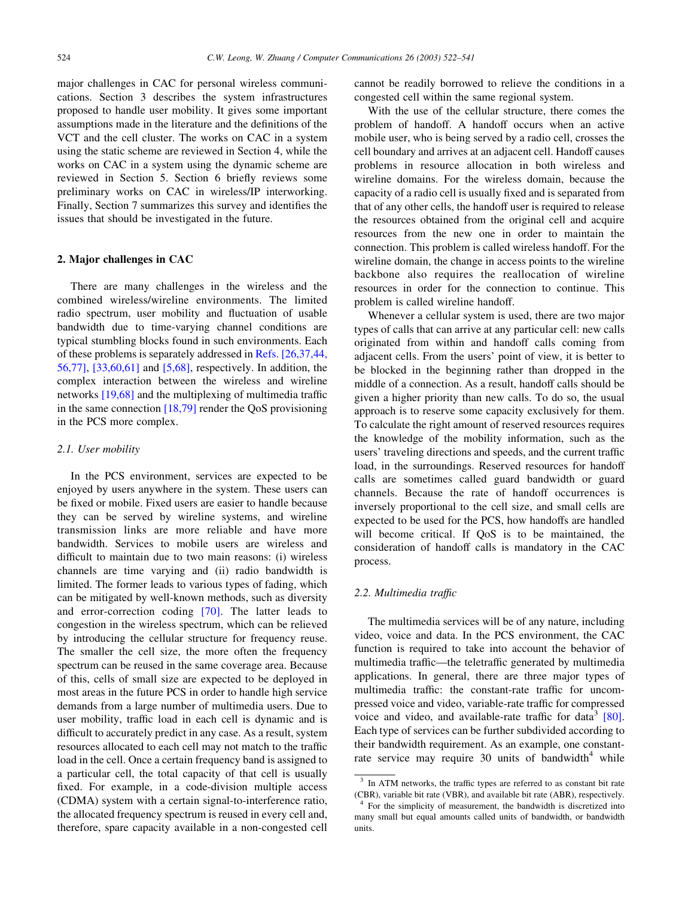major challenges in CAC for personal wireless communications. Section 3 describes the system infrastructures proposed to handle user mobility. It gives some important assumptions made in the literature and the definitions of the VCT and the cell cluster. The works on CAC in a system using the static scheme are reviewed in Section 4, while the works on CAC in a system using the dynamic scheme are reviewed in Section 5. Section 6 briefly reviews some preliminary works on CAC in wireless/IP interworking. Finally, Section 7 summarizes this survey and identifies the issues that should be investigated in the future.

## 2. Major challenges in CAC

There are many challenges in the wireless and the combined wireless/wireline environments. The limited radio spectrum, user mobility and fluctuation of usable bandwidth due to time-varying channel conditions are typical stumbling blocks found in such environments. Each of these problems is separately addressed in Refs. [26,37,44, 56,77], [33,60,61] and [5,68], respectively. In addition, the complex interaction between the wireless and wireline networks [19,68] and the multiplexing of multimedia traffic in the same connection [18,79] render the QoS provisioning in the PCS more complex.

### 2.1. User mobility

In the PCS environment, services are expected to be enjoyed by users anywhere in the system. These users can be fixed or mobile. Fixed users are easier to handle because they can be served by wireline systems, and wireline transmission links are more reliable and have more bandwidth. Services to mobile users are wireless and difficult to maintain due to two main reasons: (i) wireless channels are time varying and (ii) radio bandwidth is limited. The former leads to various types of fading, which can be mitigated by well-known methods, such as diversity and error-correction coding [70]. The latter leads to congestion in the wireless spectrum, which can be relieved by introducing the cellular structure for frequency reuse. The smaller the cell size, the more often the frequency spectrum can be reused in the same coverage area. Because of this, cells of small size are expected to be deployed in most areas in the future PCS in order to handle high service demands from a large number of multimedia users. Due to user mobility, traffic load in each cell is dynamic and is difficult to accurately predict in any case. As a result, system resources allocated to each cell may not match to the traffic load in the cell. Once a certain frequency band is assigned to a particular cell, the total capacity of that cell is usually fixed. For example, in a code-division multiple access (CDMA) system with a certain signal-to-interference ratio, the allocated frequency spectrum is reused in every cell and, therefore, spare capacity available in a non-congested cell cannot be readily borrowed to relieve the conditions in a congested cell within the same regional system.

With the use of the cellular structure, there comes the problem of handoff. A handoff occurs when an active mobile user, who is being served by a radio cell, crosses the cell boundary and arrives at an adjacent cell. Handoff causes problems in resource allocation in both wireless and wireline domains. For the wireless domain, because the capacity of a radio cell is usually fixed and is separated from that of any other cells, the handoff user is required to release the resources obtained from the original cell and acquire resources from the new one in order to maintain the connection. This problem is called wireless handoff. For the wireline domain, the change in access points to the wireline backbone also requires the reallocation of wireline resources in order for the connection to continue. This problem is called wireline handoff.

Whenever a cellular system is used, there are two major types of calls that can arrive at any particular cell: new calls originated from within and handoff calls coming from adjacent cells. From the users' point of view, it is better to be blocked in the beginning rather than dropped in the middle of a connection. As a result, handoff calls should be given a higher priority than new calls. To do so, the usual approach is to reserve some capacity exclusively for them. To calculate the right amount of reserved resources requires the knowledge of the mobility information, such as the users' traveling directions and speeds, and the current traffic load, in the surroundings. Reserved resources for handoff calls are sometimes called guard bandwidth or guard channels. Because the rate of handoff occurrences is inversely proportional to the cell size, and small cells are expected to be used for the PCS, how handoffs are handled will become critical. If QoS is to be maintained, the consideration of handoff calls is mandatory in the CAC process.

### 2.2. Multimedia traffic

The multimedia services will be of any nature, including video, voice and data. In the PCS environment, the CAC function is required to take into account the behavior of multimedia traffic—the teletraffic generated by multimedia applications. In general, there are three major types of multimedia traffic: the constant-rate traffic for uncompressed voice and video, variable-rate traffic for compressed voice and video, and available-rate traffic for data[3] [80]. Each type of services can be further subdivided according to their bandwidth requirement. As an example, one constant-rate service may require 30 units of bandwidth[4] while

[3] In ATM networks, the traffic types are referred to as constant bit rate (CBR), variable bit rate (VBR), and available bit rate (ABR), respectively.

[4] For the simplicity of measurement, the bandwidth is discretized into many small but equal amounts called units of bandwidth, or bandwidth units.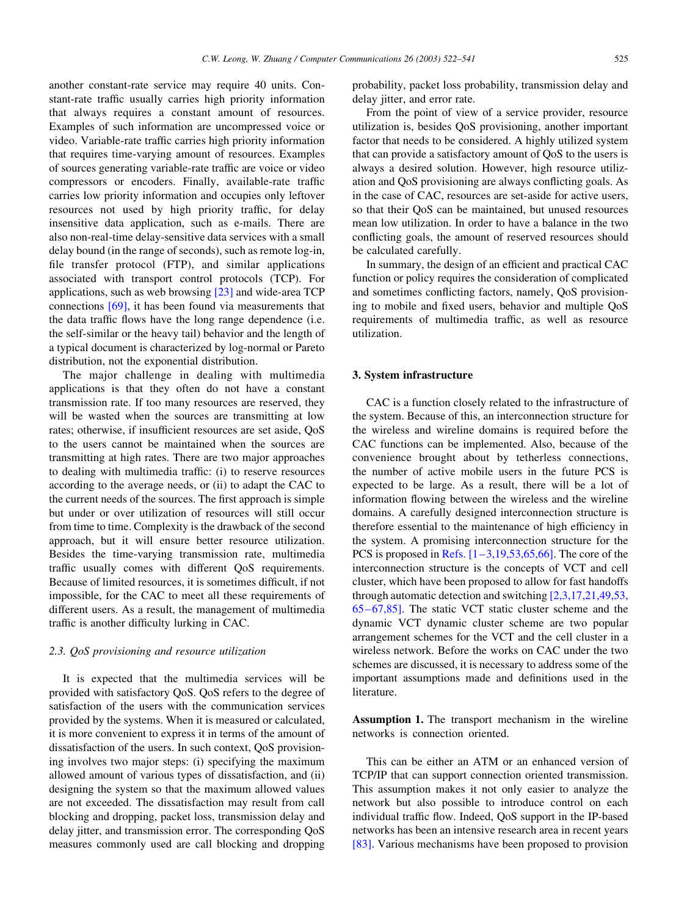another constant-rate service may require 40 units. Constant-rate traffic usually carries high priority information that always requires a constant amount of resources. Examples of such information are uncompressed voice or video. Variable-rate traffic carries high priority information that requires time-varying amount of resources. Examples of sources generating variable-rate traffic are voice or video compressors or encoders. Finally, available-rate traffic carries low priority information and occupies only leftover resources not used by high priority traffic, for delay insensitive data application, such as e-mails. There are also non-real-time delay-sensitive data services with a small delay bound (in the range of seconds), such as remote log-in, file transfer protocol (FTP), and similar applications associated with transport control protocols (TCP). For applications, such as web browsing [23] and wide-area TCP connections [69], it has been found via measurements that the data traffic flows have the long range dependence (i.e. the self-similar or the heavy tail) behavior and the length of a typical document is characterized by log-normal or Pareto distribution, not the exponential distribution.

The major challenge in dealing with multimedia applications is that they often do not have a constant transmission rate. If too many resources are reserved, they will be wasted when the sources are transmitting at low rates; otherwise, if insufficient resources are set aside, QoS to the users cannot be maintained when the sources are transmitting at high rates. There are two major approaches to dealing with multimedia traffic: (i) to reserve resources according to the average needs, or (ii) to adapt the CAC to the current needs of the sources. The first approach is simple but under or over utilization of resources will still occur from time to time. Complexity is the drawback of the second approach, but it will ensure better resource utilization. Besides the time-varying transmission rate, multimedia traffic usually comes with different QoS requirements. Because of limited resources, it is sometimes difficult, if not impossible, for the CAC to meet all these requirements of different users. As a result, the management of multimedia traffic is another difficulty lurking in CAC.

### 2.3. QoS provisioning and resource utilization

It is expected that the multimedia services will be provided with satisfactory QoS. QoS refers to the degree of satisfaction of the users with the communication services provided by the systems. When it is measured or calculated, it is more convenient to express it in terms of the amount of dissatisfaction of the users. In such context, QoS provisioning involves two major steps: (i) specifying the maximum allowed amount of various types of dissatisfaction, and (ii) designing the system so that the maximum allowed values are not exceeded. The dissatisfaction may result from call blocking and dropping, packet loss, transmission delay and delay jitter, and transmission error. The corresponding QoS measures commonly used are call blocking and dropping probability, packet loss probability, transmission delay and delay jitter, and error rate.

From the point of view of a service provider, resource utilization is, besides QoS provisioning, another important factor that needs to be considered. A highly utilized system that can provide a satisfactory amount of QoS to the users is always a desired solution. However, high resource utilization and QoS provisioning are always conflicting goals. As in the case of CAC, resources are set-aside for active users, so that their QoS can be maintained, but unused resources mean low utilization. In order to have a balance in the two conflicting goals, the amount of reserved resources should be calculated carefully.

In summary, the design of an efficient and practical CAC function or policy requires the consideration of complicated and sometimes conflicting factors, namely, QoS provisioning to mobile and fixed users, behavior and multiple QoS requirements of multimedia traffic, as well as resource utilization.

## 3. System infrastructure

CAC is a function closely related to the infrastructure of the system. Because of this, an interconnection structure for the wireless and wireline domains is required before the CAC functions can be implemented. Also, because of the convenience brought about by tetherless connections, the number of active mobile users in the future PCS is expected to be large. As a result, there will be a lot of information flowing between the wireless and the wireline domains. A carefully designed interconnection structure is therefore essential to the maintenance of high efficiency in the system. A promising interconnection structure for the PCS is proposed in Refs. [1–3,19,53,65,66]. The core of the interconnection structure is the concepts of VCT and cell cluster, which have been proposed to allow for fast handoffs through automatic detection and switching [2,3,17,21,49,53,65–67,85]. The static VCT static cluster scheme and the dynamic VCT dynamic cluster scheme are two popular arrangement schemes for the VCT and the cell cluster in a wireless network. Before the works on CAC under the two schemes are discussed, it is necessary to address some of the important assumptions made and definitions used in the literature.

**Assumption 1.** The transport mechanism in the wireline networks is connection oriented.

This can be either an ATM or an enhanced version of TCP/IP that can support connection oriented transmission. This assumption makes it not only easier to analyze the network but also possible to introduce control on each individual traffic flow. Indeed, QoS support in the IP-based networks has been an intensive research area in recent years [83]. Various mechanisms have been proposed to provision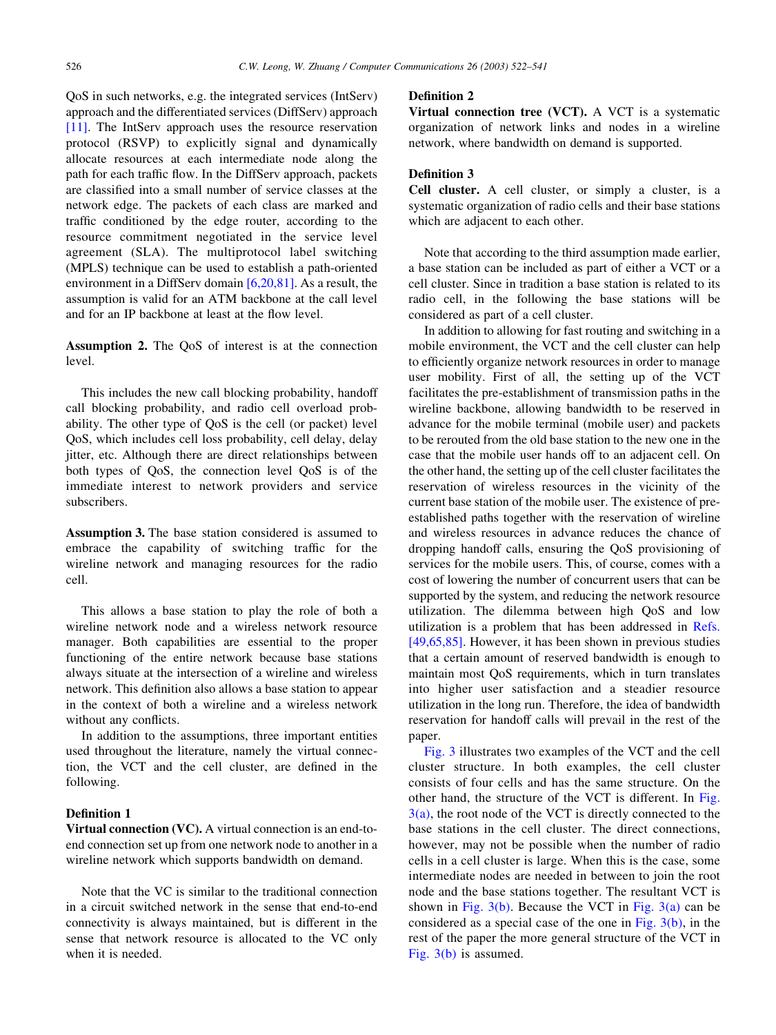QoS in such networks, e.g. the integrated services (IntServ) approach and the differentiated services (DiffServ) approach [11]. The IntServ approach uses the resource reservation protocol (RSVP) to explicitly signal and dynamically allocate resources at each intermediate node along the path for each traffic flow. In the DiffServ approach, packets are classified into a small number of service classes at the network edge. The packets of each class are marked and traffic conditioned by the edge router, according to the resource commitment negotiated in the service level agreement (SLA). The multiprotocol label switching (MPLS) technique can be used to establish a path-oriented environment in a DiffServ domain [6,20,81]. As a result, the assumption is valid for an ATM backbone at the call level and for an IP backbone at least at the flow level.

**Assumption 2.** The QoS of interest is at the connection level.

This includes the new call blocking probability, handoff call blocking probability, and radio cell overload probability. The other type of QoS is the cell (or packet) level QoS, which includes cell loss probability, cell delay, delay jitter, etc. Although there are direct relationships between both types of QoS, the connection level QoS is of the immediate interest to network providers and service subscribers.

**Assumption 3.** The base station considered is assumed to embrace the capability of switching traffic for the wireline network and managing resources for the radio cell.

This allows a base station to play the role of both a wireline network node and a wireless network resource manager. Both capabilities are essential to the proper functioning of the entire network because base stations always situate at the intersection of a wireline and wireless network. This definition also allows a base station to appear in the context of both a wireline and a wireless network without any conflicts.

In addition to the assumptions, three important entities used throughout the literature, namely the virtual connection, the VCT and the cell cluster, are defined in the following.

**Definition 1**

**Virtual connection (VC).** A virtual connection is an end-to-end connection set up from one network node to another in a wireline network which supports bandwidth on demand.

Note that the VC is similar to the traditional connection in a circuit switched network in the sense that end-to-end connectivity is always maintained, but is different in the sense that network resource is allocated to the VC only when it is needed.

**Definition 2**

**Virtual connection tree (VCT).** A VCT is a systematic organization of network links and nodes in a wireline network, where bandwidth on demand is supported.

**Definition 3**

**Cell cluster.** A cell cluster, or simply a cluster, is a systematic organization of radio cells and their base stations which are adjacent to each other.

Note that according to the third assumption made earlier, a base station can be included as part of either a VCT or a cell cluster. Since in tradition a base station is related to its radio cell, in the following the base stations will be considered as part of a cell cluster.

In addition to allowing for fast routing and switching in a mobile environment, the VCT and the cell cluster can help to efficiently organize network resources in order to manage user mobility. First of all, the setting up of the VCT facilitates the pre-establishment of transmission paths in the wireline backbone, allowing bandwidth to be reserved in advance for the mobile terminal (mobile user) and packets to be rerouted from the old base station to the new one in the case that the mobile user hands off to an adjacent cell. On the other hand, the setting up of the cell cluster facilitates the reservation of wireless resources in the vicinity of the current base station of the mobile user. The existence of pre-established paths together with the reservation of wireline and wireless resources in advance reduces the chance of dropping handoff calls, ensuring the QoS provisioning of services for the mobile users. This, of course, comes with a cost of lowering the number of concurrent users that can be supported by the system, and reducing the network resource utilization. The dilemma between high QoS and low utilization is a problem that has been addressed in Refs. [49,65,85]. However, it has been shown in previous studies that a certain amount of reserved bandwidth is enough to maintain most QoS requirements, which in turn translates into higher user satisfaction and a steadier resource utilization in the long run. Therefore, the idea of bandwidth reservation for handoff calls will prevail in the rest of the paper.

Fig. 3 illustrates two examples of the VCT and the cell cluster structure. In both examples, the cell cluster consists of four cells and has the same structure. On the other hand, the structure of the VCT is different. In Fig. 3(a), the root node of the VCT is directly connected to the base stations in the cell cluster. The direct connections, however, may not be possible when the number of radio cells in a cell cluster is large. When this is the case, some intermediate nodes are needed in between to join the root node and the base stations together. The resultant VCT is shown in Fig. 3(b). Because the VCT in Fig. 3(a) can be considered as a special case of the one in Fig. 3(b), in the rest of the paper the more general structure of the VCT in Fig. 3(b) is assumed.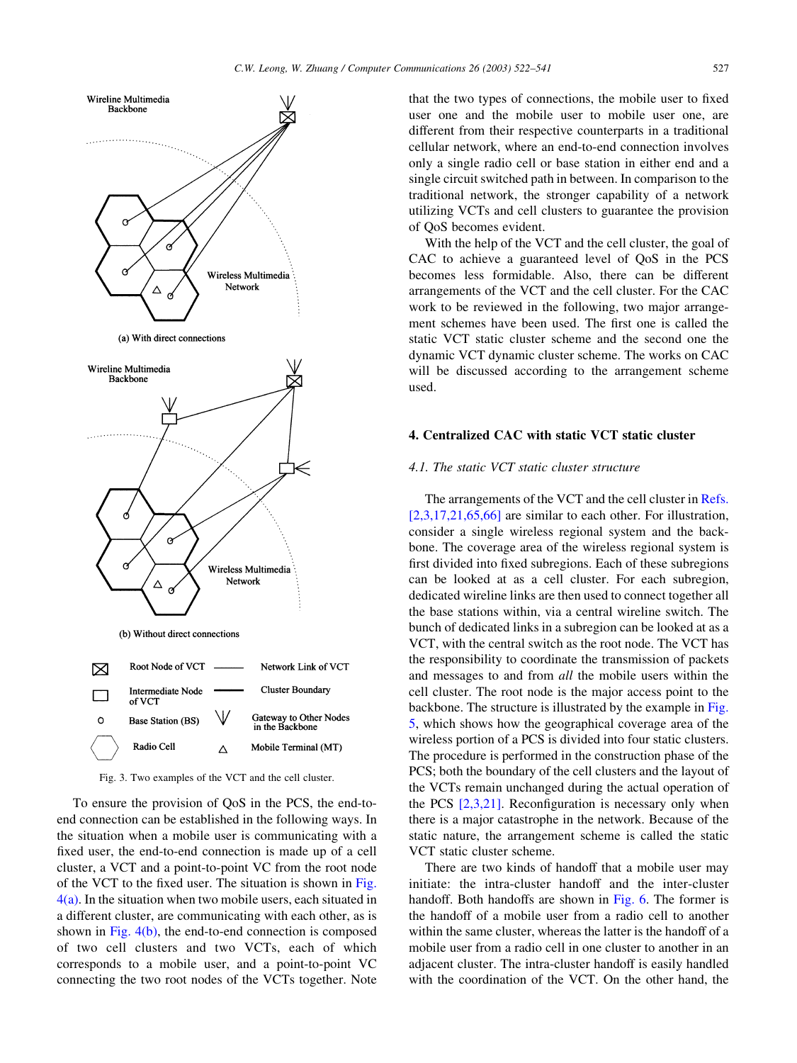Wireline Multimedia Backbone

Wireless Multimedia Network

(a) With direct connections

Wireline Multimedia Backbone

Wireless Multimedia Network

(b) Without direct connections

Root Node of VCT

Network Link of VCT

Intermediate Node of VCT

Cluster Boundary

Base Station (BS)

Gateway to Other Nodes in the Backbone

Radio Cell

Mobile Terminal (MT)

Fig. 3. Two examples of the VCT and the cell cluster.

To ensure the provision of QoS in the PCS, the end-to-end connection can be established in the following ways. In the situation when a mobile user is communicating with a fixed user, the end-to-end connection is made up of a cell cluster, a VCT and a point-to-point VC from the root node of the VCT to the fixed user. The situation is shown in Fig. 4(a). In the situation when two mobile users, each situated in a different cluster, are communicating with each other, as is shown in Fig. 4(b), the end-to-end connection is composed of two cell clusters and two VCTs, each of which corresponds to a mobile user, and a point-to-point VC connecting the two root nodes of the VCTs together. Note that the two types of connections, the mobile user to fixed user one and the mobile user to mobile user one, are different from their respective counterparts in a traditional cellular network, where an end-to-end connection involves only a single radio cell or base station in either end and a single circuit switched path in between. In comparison to the traditional network, the stronger capability of a network utilizing VCTs and cell clusters to guarantee the provision of QoS becomes evident.

With the help of the VCT and the cell cluster, the goal of CAC to achieve a guaranteed level of QoS in the PCS becomes less formidable. Also, there can be different arrangements of the VCT and the cell cluster. For the CAC work to be reviewed in the following, two major arrangement schemes have been used. The first one is called the static VCT static cluster scheme and the second one the dynamic VCT dynamic cluster scheme. The works on CAC will be discussed according to the arrangement scheme used.

## 4. Centralized CAC with static VCT static cluster

### 4.1. The static VCT static cluster structure

The arrangements of the VCT and the cell cluster in Refs. [2,3,17,21,65,66] are similar to each other. For illustration, consider a single wireless regional system and the backbone. The coverage area of the wireless regional system is first divided into fixed subregions. Each of these subregions can be looked at as a cell cluster. For each subregion, dedicated wireline links are then used to connect together all the base stations within, via a central wireline switch. The bunch of dedicated links in a subregion can be looked at as a VCT, with the central switch as the root node. The VCT has the responsibility to coordinate the transmission of packets and messages to and from *all* the mobile users within the cell cluster. The root node is the major access point to the backbone. The structure is illustrated by the example in Fig. 5, which shows how the geographical coverage area of the wireless portion of a PCS is divided into four static clusters. The procedure is performed in the construction phase of the PCS; both the boundary of the cell clusters and the layout of the VCTs remain unchanged during the actual operation of the PCS [2,3,21]. Reconfiguration is necessary only when there is a major catastrophe in the network. Because of the static nature, the arrangement scheme is called the static VCT static cluster scheme.

There are two kinds of handoff that a mobile user may initiate: the intra-cluster handoff and the inter-cluster handoff. Both handoffs are shown in Fig. 6. The former is the handoff of a mobile user from a radio cell to another within the same cluster, whereas the latter is the handoff of a mobile user from a radio cell in one cluster to another in an adjacent cluster. The intra-cluster handoff is easily handled with the coordination of the VCT. On the other hand, the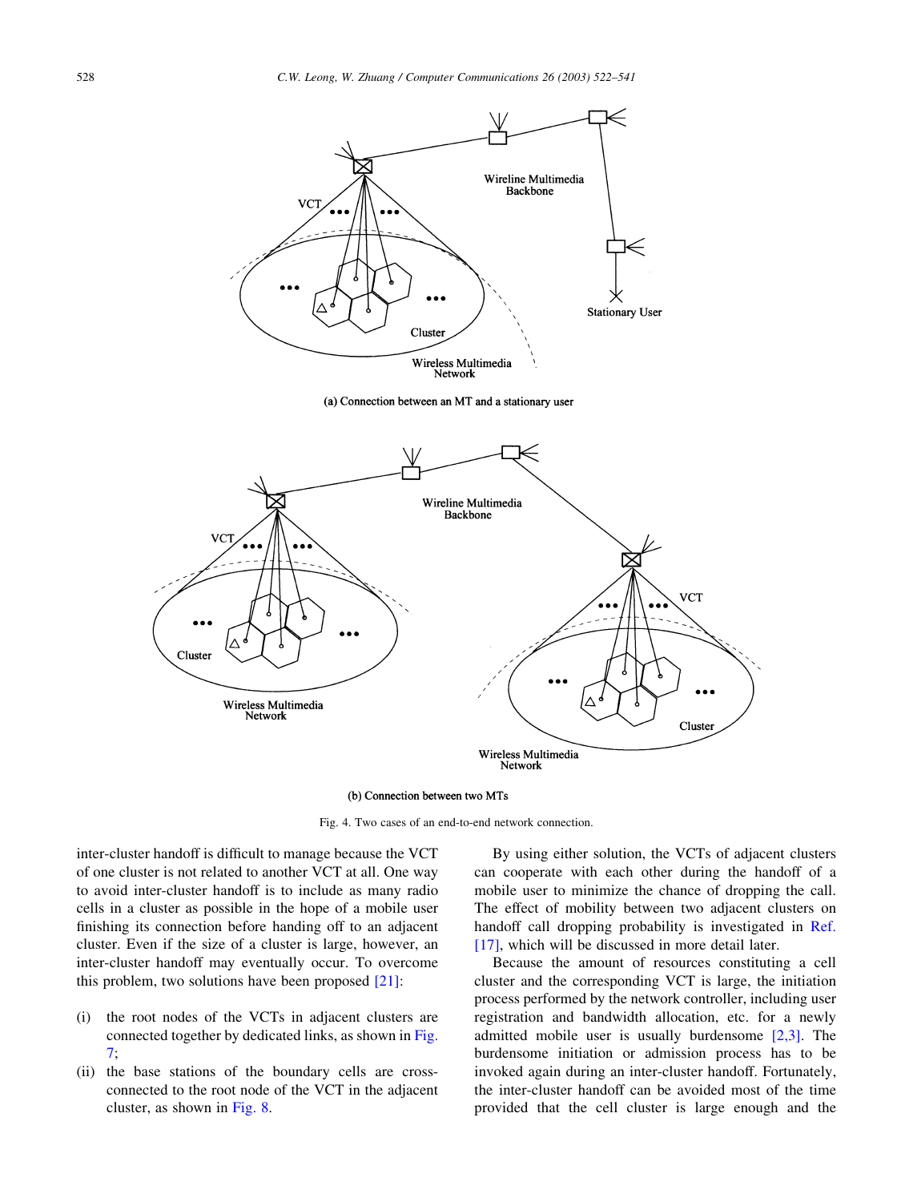Fig. 4. Two cases of an end-to-end network connection.

inter-cluster handoff is difficult to manage because the VCT of one cluster is not related to another VCT at all. One way to avoid inter-cluster handoff is to include as many radio cells in a cluster as possible in the hope of a mobile user finishing its connection before handing off to an adjacent cluster. Even if the size of a cluster is large, however, an inter-cluster handoff may eventually occur. To overcome this problem, two solutions have been proposed [21]:

(i) the root nodes of the VCTs in adjacent clusters are connected together by dedicated links, as shown in Fig. 7;
(ii) the base stations of the boundary cells are cross-connected to the root node of the VCT in the adjacent cluster, as shown in Fig. 8.

By using either solution, the VCTs of adjacent clusters can cooperate with each other during the handoff of a mobile user to minimize the chance of dropping the call. The effect of mobility between two adjacent clusters on handoff call dropping probability is investigated in Ref. [17], which will be discussed in more detail later.

Because the amount of resources constituting a cell cluster and the corresponding VCT is large, the initiation process performed by the network controller, including user registration and bandwidth allocation, etc. for a newly admitted mobile user is usually burdensome [2,3]. The burdensome initiation or admission process has to be invoked again during an inter-cluster handoff. Fortunately, the inter-cluster handoff can be avoided most of the time provided that the cell cluster is large enough and the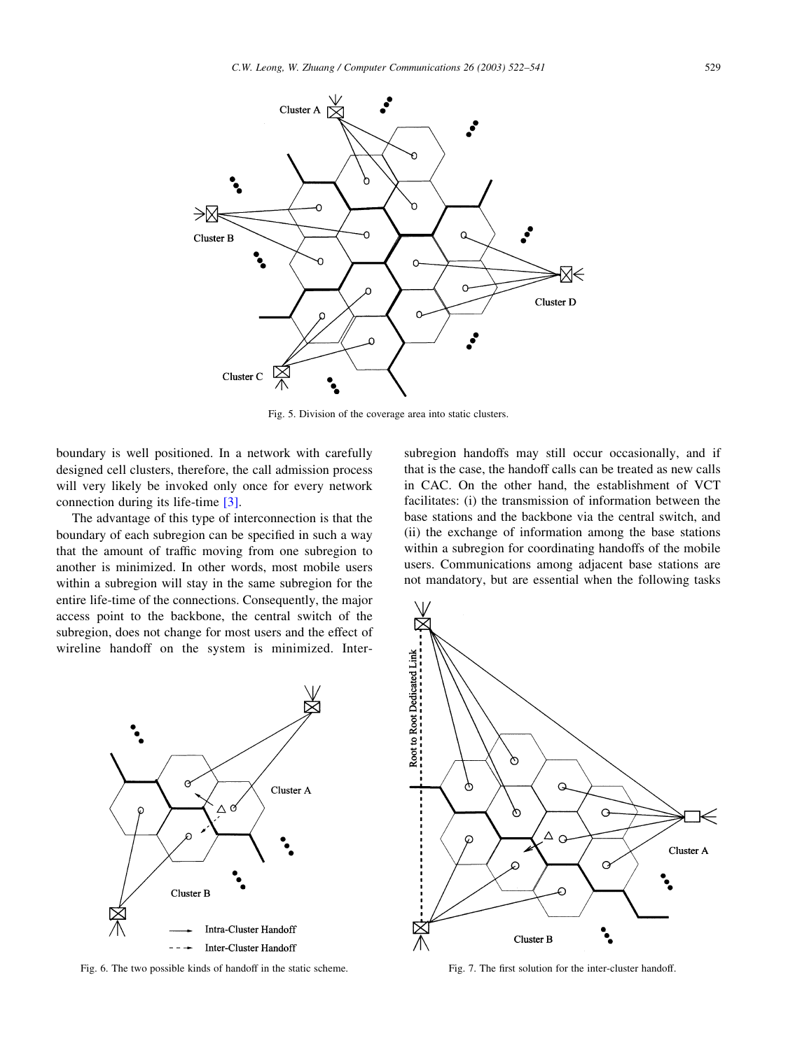Fig. 5. Division of the coverage area into static clusters.

boundary is well positioned. In a network with carefully designed cell clusters, therefore, the call admission process will very likely be invoked only once for every network connection during its life-time [3].

The advantage of this type of interconnection is that the boundary of each subregion can be specified in such a way that the amount of traffic moving from one subregion to another is minimized. In other words, most mobile users within a subregion will stay in the same subregion for the entire life-time of the connections. Consequently, the major access point to the backbone, the central switch of the subregion, does not change for most users and the effect of wireline handoff on the system is minimized. Inter-subregion handoffs may still occur occasionally, and if that is the case, the handoff calls can be treated as new calls in CAC. On the other hand, the establishment of VCT facilitates: (i) the transmission of information between the base stations and the backbone via the central switch, and (ii) the exchange of information among the base stations within a subregion for coordinating handoffs of the mobile users. Communications among adjacent base stations are not mandatory, but are essential when the following tasks

Fig. 6. The two possible kinds of handoff in the static scheme.

Fig. 7. The first solution for the inter-cluster handoff.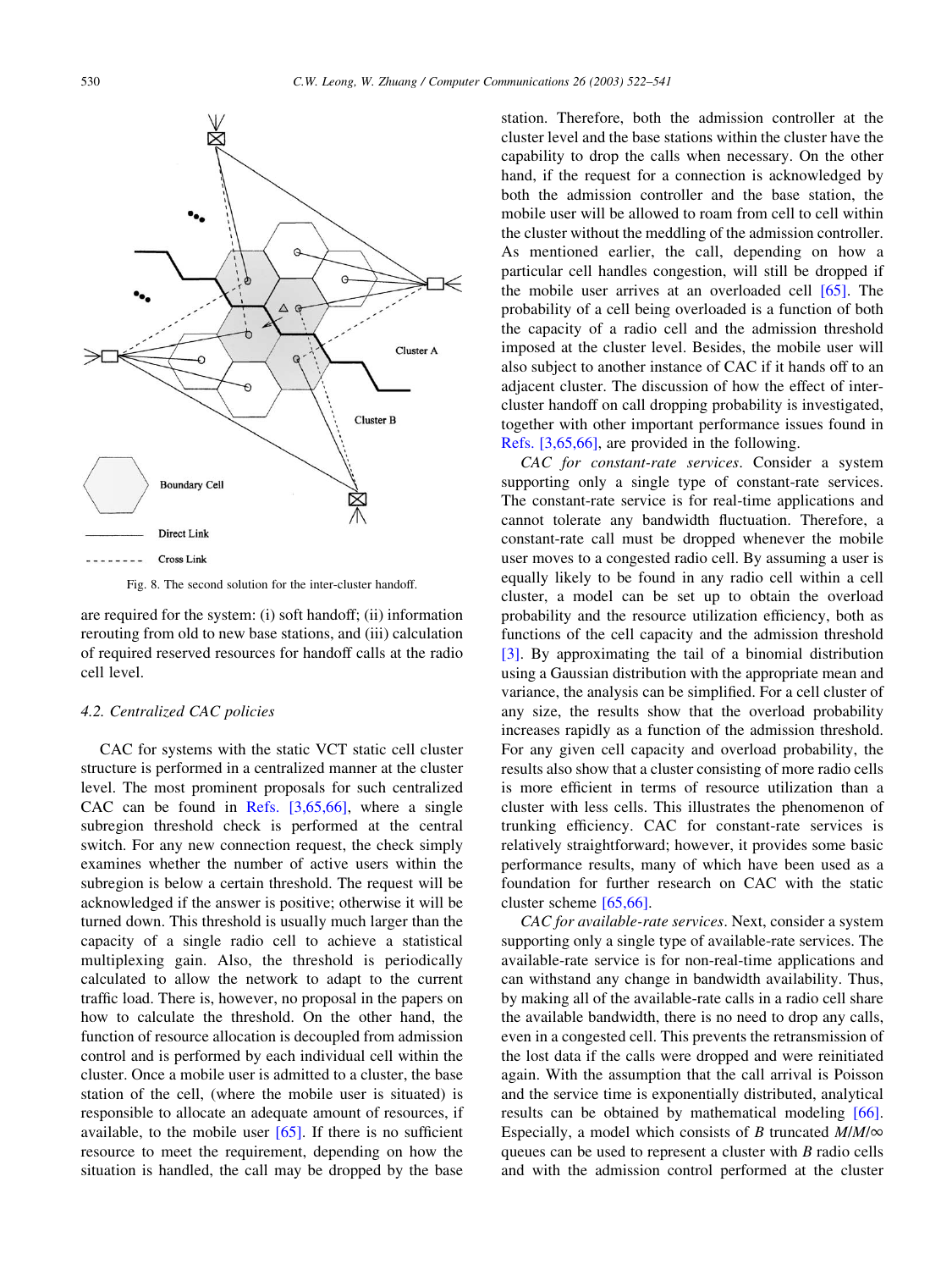Cluster A

Cluster B

Boundary Cell

Direct Link

Cross Link

Fig. 8. The second solution for the inter-cluster handoff.

are required for the system: (i) soft handoff; (ii) information rerouting from old to new base stations, and (iii) calculation of required reserved resources for handoff calls at the radio cell level.

### 4.2. Centralized CAC policies

CAC for systems with the static VCT static cell cluster structure is performed in a centralized manner at the cluster level. The most prominent proposals for such centralized CAC can be found in Refs. [3,65,66], where a single subregion threshold check is performed at the central switch. For any new connection request, the check simply examines whether the number of active users within the subregion is below a certain threshold. The request will be acknowledged if the answer is positive; otherwise it will be turned down. This threshold is usually much larger than the capacity of a single radio cell to achieve a statistical multiplexing gain. Also, the threshold is periodically calculated to allow the network to adapt to the current traffic load. There is, however, no proposal in the papers on how to calculate the threshold. On the other hand, the function of resource allocation is decoupled from admission control and is performed by each individual cell within the cluster. Once a mobile user is admitted to a cluster, the base station of the cell, (where the mobile user is situated) is responsible to allocate an adequate amount of resources, if available, to the mobile user [65]. If there is no sufficient resource to meet the requirement, depending on how the situation is handled, the call may be dropped by the base station. Therefore, both the admission controller at the cluster level and the base stations within the cluster have the capability to drop the calls when necessary. On the other hand, if the request for a connection is acknowledged by both the admission controller and the base station, the mobile user will be allowed to roam from cell to cell within the cluster without the meddling of the admission controller. As mentioned earlier, the call, depending on how a particular cell handles congestion, will still be dropped if the mobile user arrives at an overloaded cell [65]. The probability of a cell being overloaded is a function of both the capacity of a radio cell and the admission threshold imposed at the cluster level. Besides, the mobile user will also subject to another instance of CAC if it hands off to an adjacent cluster. The discussion of how the effect of inter-cluster handoff on call dropping probability is investigated, together with other important performance issues found in Refs. [3,65,66], are provided in the following.

*CAC for constant-rate services*. Consider a system supporting only a single type of constant-rate services. The constant-rate service is for real-time applications and cannot tolerate any bandwidth fluctuation. Therefore, a constant-rate call must be dropped whenever the mobile user moves to a congested radio cell. By assuming a user is equally likely to be found in any radio cell within a cell cluster, a model can be set up to obtain the overload probability and the resource utilization efficiency, both as functions of the cell capacity and the admission threshold [3]. By approximating the tail of a binomial distribution using a Gaussian distribution with the appropriate mean and variance, the analysis can be simplified. For a cell cluster of any size, the results show that the overload probability increases rapidly as a function of the admission threshold. For any given cell capacity and overload probability, the results also show that a cluster consisting of more radio cells is more efficient in terms of resource utilization than a cluster with less cells. This illustrates the phenomenon of trunking efficiency. CAC for constant-rate services is relatively straightforward; however, it provides some basic performance results, many of which have been used as a foundation for further research on CAC with the static cluster scheme [65,66].

*CAC for available-rate services*. Next, consider a system supporting only a single type of available-rate services. The available-rate service is for non-real-time applications and can withstand any change in bandwidth availability. Thus, by making all of the available-rate calls in a radio cell share the available bandwidth, there is no need to drop any calls, even in a congested cell. This prevents the retransmission of the lost data if the calls were dropped and were reinitiated again. With the assumption that the call arrival is Poisson and the service time is exponentially distributed, analytical results can be obtained by mathematical modeling [66]. Especially, a model which consists of $B$ truncated $M/M/\infty$ queues can be used to represent a cluster with $B$ radio cells and with the admission control performed at the cluster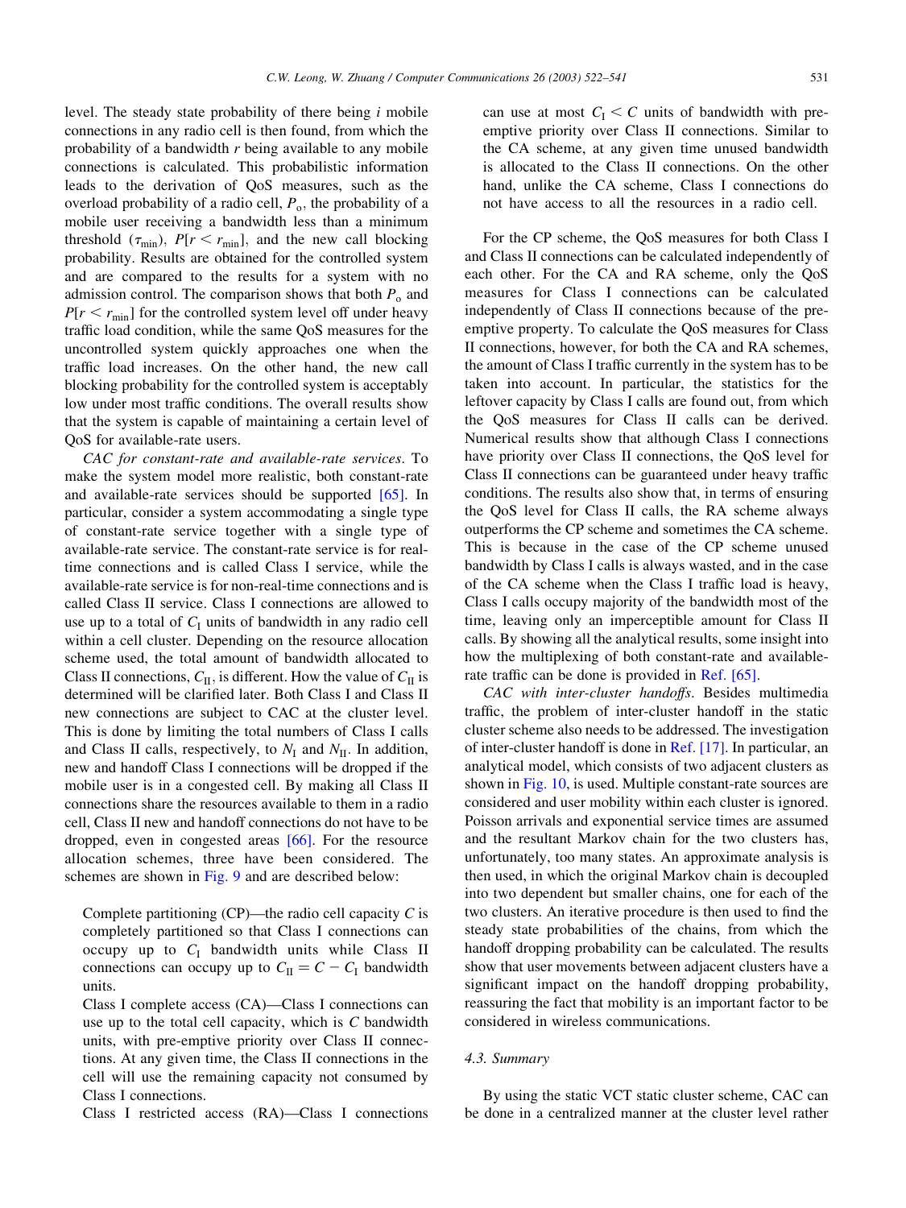level. The steady state probability of there being $i$ mobile connections in any radio cell is then found, from which the probability of a bandwidth $r$ being available to any mobile connections is calculated. This probabilistic information leads to the derivation of QoS measures, such as the overload probability of a radio cell, $P_o$, the probability of a mobile user receiving a bandwidth less than a minimum threshold ($\tau_{min}$), $P[r < r_{min}]$, and the new call blocking probability. Results are obtained for the controlled system and are compared to the results for a system with no admission control. The comparison shows that both $P_o$ and $P[r < r_{min}]$ for the controlled system level off under heavy traffic load condition, while the same QoS measures for the uncontrolled system quickly approaches one when the traffic load increases. On the other hand, the new call blocking probability for the controlled system is acceptably low under most traffic conditions. The overall results show that the system is capable of maintaining a certain level of QoS for available-rate users.

*CAC for constant-rate and available-rate services*. To make the system model more realistic, both constant-rate and available-rate services should be supported [65]. In particular, consider a system accommodating a single type of constant-rate service together with a single type of available-rate service. The constant-rate service is for real-time connections and is called Class I service, while the available-rate service is for non-real-time connections and is called Class II service. Class I connections are allowed to use up to a total of $C_I$ units of bandwidth in any radio cell within a cell cluster. Depending on the resource allocation scheme used, the total amount of bandwidth allocated to Class II connections, $C_{II}$, is different. How the value of $C_{II}$ is determined will be clarified later. Both Class I and Class II new connections are subject to CAC at the cluster level. This is done by limiting the total numbers of Class I calls and Class II calls, respectively, to $N_I$ and $N_{II}$. In addition, new and handoff Class I connections will be dropped if the mobile user is in a congested cell. By making all Class II connections share the resources available to them in a radio cell, Class II new and handoff connections do not have to be dropped, even in congested areas [66]. For the resource allocation schemes, three have been considered. The schemes are shown in Fig. 9 and are described below:

Complete partitioning (CP)—the radio cell capacity $C$ is completely partitioned so that Class I connections can occupy up to $C_I$ bandwidth units while Class II connections can occupy up to $C_{II} = C - C_I$ bandwidth units.

Class I complete access (CA)—Class I connections can use up to the total cell capacity, which is $C$ bandwidth units, with pre-emptive priority over Class II connections. At any given time, the Class II connections in the cell will use the remaining capacity not consumed by Class I connections.

Class I restricted access (RA)—Class I connections can use at most $C_I < C$ units of bandwidth with pre-emptive priority over Class II connections. Similar to the CA scheme, at any given time unused bandwidth is allocated to the Class II connections. On the other hand, unlike the CA scheme, Class I connections do not have access to all the resources in a radio cell.

For the CP scheme, the QoS measures for both Class I and Class II connections can be calculated independently of each other. For the CA and RA scheme, only the QoS measures for Class I connections can be calculated independently of Class II connections because of the pre-emptive property. To calculate the QoS measures for Class II connections, however, for both the CA and RA schemes, the amount of Class I traffic currently in the system has to be taken into account. In particular, the statistics for the leftover capacity by Class I calls are found out, from which the QoS measures for Class II calls can be derived. Numerical results show that although Class I connections have priority over Class II connections, the QoS level for Class II connections can be guaranteed under heavy traffic conditions. The results also show that, in terms of ensuring the QoS level for Class II calls, the RA scheme always outperforms the CP scheme and sometimes the CA scheme. This is because in the case of the CP scheme unused bandwidth by Class I calls is always wasted, and in the case of the CA scheme when the Class I traffic load is heavy, Class I calls occupy majority of the bandwidth most of the time, leaving only an imperceptible amount for Class II calls. By showing all the analytical results, some insight into how the multiplexing of both constant-rate and available-rate traffic can be done is provided in Ref. [65].

*CAC with inter-cluster handoffs*. Besides multimedia traffic, the problem of inter-cluster handoff in the static cluster scheme also needs to be addressed. The investigation of inter-cluster handoff is done in Ref. [17]. In particular, an analytical model, which consists of two adjacent clusters as shown in Fig. 10, is used. Multiple constant-rate sources are considered and user mobility within each cluster is ignored. Poisson arrivals and exponential service times are assumed and the resultant Markov chain for the two clusters has, unfortunately, too many states. An approximate analysis is then used, in which the original Markov chain is decoupled into two dependent but smaller chains, one for each of the two clusters. An iterative procedure is then used to find the steady state probabilities of the chains, from which the handoff dropping probability can be calculated. The results show that user movements between adjacent clusters have a significant impact on the handoff dropping probability, reassuring the fact that mobility is an important factor to be considered in wireless communications.

### 4.3. Summary

By using the static VCT static cluster scheme, CAC can be done in a centralized manner at the cluster level rather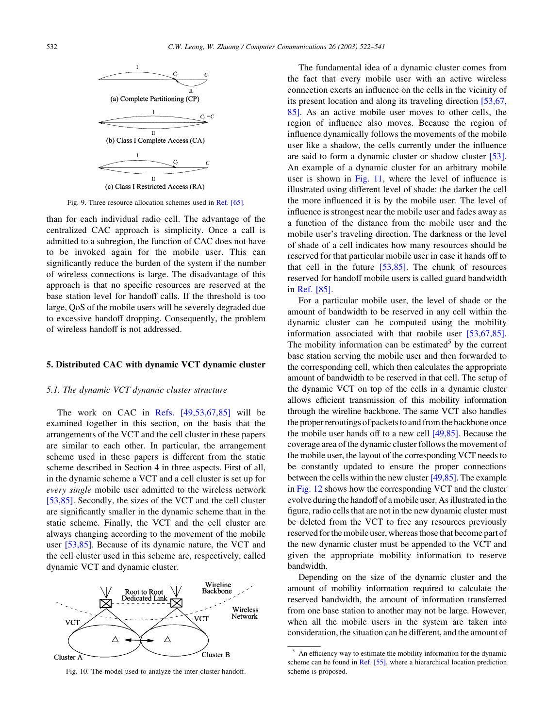Fig. 9. Three resource allocation schemes used in Ref. [65].

than for each individual radio cell. The advantage of the centralized CAC approach is simplicity. Once a call is admitted to a subregion, the function of CAC does not have to be invoked again for the mobile user. This can significantly reduce the burden of the system if the number of wireless connections is large. The disadvantage of this approach is that no specific resources are reserved at the base station level for handoff calls. If the threshold is too large, QoS of the mobile users will be severely degraded due to excessive handoff dropping. Consequently, the problem of wireless handoff is not addressed.

## 5. Distributed CAC with dynamic VCT dynamic cluster

### 5.1. The dynamic VCT dynamic cluster structure

The work on CAC in Refs. [49,53,67,85] will be examined together in this section, on the basis that the arrangements of the VCT and the cell cluster in these papers are similar to each other. In particular, the arrangement scheme used in these papers is different from the static scheme described in Section 4 in three aspects. First of all, in the dynamic scheme a VCT and a cell cluster is set up for *every single* mobile user admitted to the wireless network [53,85]. Secondly, the sizes of the VCT and the cell cluster are significantly smaller in the dynamic scheme than in the static scheme. Finally, the VCT and the cell cluster are always changing according to the movement of the mobile user [53,85]. Because of its dynamic nature, the VCT and the cell cluster used in this scheme are, respectively, called dynamic VCT and dynamic cluster.

Fig. 10. The model used to analyze the inter-cluster handoff.

The fundamental idea of a dynamic cluster comes from the fact that every mobile user with an active wireless connection exerts an influence on the cells in the vicinity of its present location and along its traveling direction [53,67,85]. As an active mobile user moves to other cells, the region of influence also moves. Because the region of influence dynamically follows the movements of the mobile user like a shadow, the cells currently under the influence are said to form a dynamic cluster or shadow cluster [53]. An example of a dynamic cluster for an arbitrary mobile user is shown in Fig. 11, where the level of influence is illustrated using different level of shade: the darker the cell the more influenced it is by the mobile user. The level of influence is strongest near the mobile user and fades away as a function of the distance from the mobile user and the mobile user's traveling direction. The darkness or the level of shade of a cell indicates how many resources should be reserved for that particular mobile user in case it hands off to that cell in the future [53,85]. The chunk of resources reserved for handoff mobile users is called guard bandwidth in Ref. [85].

For a particular mobile user, the level of shade or the amount of bandwidth to be reserved in any cell within the dynamic cluster can be computed using the mobility information associated with that mobile user [53,67,85]. The mobility information can be estimated[5] by the current base station serving the mobile user and then forwarded to the corresponding cell, which then calculates the appropriate amount of bandwidth to be reserved in that cell. The setup of the dynamic VCT on top of the cells in a dynamic cluster allows efficient transmission of this mobility information through the wireline backbone. The same VCT also handles the proper reroutings of packets to and from the backbone once the mobile user hands off to a new cell [49,85]. Because the coverage area of the dynamic cluster follows the movement of the mobile user, the layout of the corresponding VCT needs to be constantly updated to ensure the proper connections between the cells within the new cluster [49,85]. The example in Fig. 12 shows how the corresponding VCT and the cluster evolve during the handoff of a mobile user. As illustrated in the figure, radio cells that are not in the new dynamic cluster must be deleted from the VCT to free any resources previously reserved for the mobile user, whereas those that become part of the new dynamic cluster must be appended to the VCT and given the appropriate mobility information to reserve bandwidth.

Depending on the size of the dynamic cluster and the amount of mobility information required to calculate the reserved bandwidth, the amount of information transferred from one base station to another may not be large. However, when all the mobile users in the system are taken into consideration, the situation can be different, and the amount of

[5] An efficiency way to estimate the mobility information for the dynamic scheme can be found in Ref. [55], where a hierarchical location prediction scheme is proposed.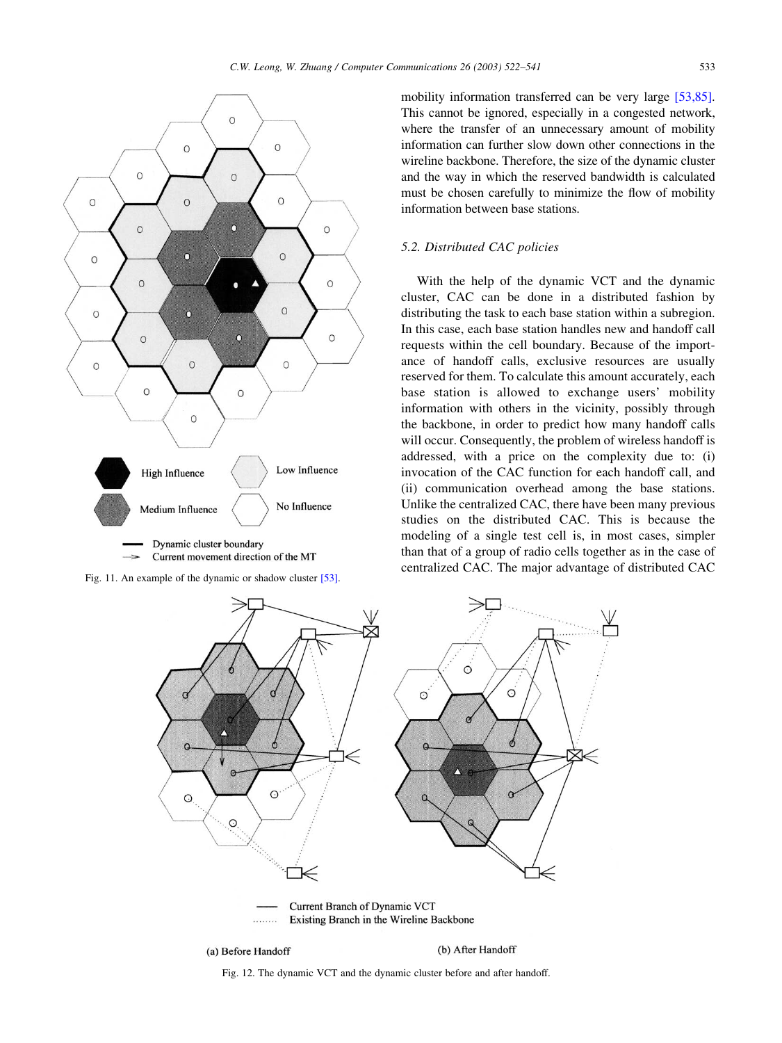mobility information transferred can be very large [53,85]. This cannot be ignored, especially in a congested network, where the transfer of an unnecessary amount of mobility information can further slow down other connections in the wireline backbone. Therefore, the size of the dynamic cluster and the way in which the reserved bandwidth is calculated must be chosen carefully to minimize the flow of mobility information between base stations.

Fig. 11. An example of the dynamic or shadow cluster [53].

### 5.2. Distributed CAC policies

With the help of the dynamic VCT and the dynamic cluster, CAC can be done in a distributed fashion by distributing the task to each base station within a subregion. In this case, each base station handles new and handoff call requests within the cell boundary. Because of the importance of handoff calls, exclusive resources are usually reserved for them. To calculate this amount accurately, each base station is allowed to exchange users' mobility information with others in the vicinity, possibly through the backbone, in order to predict how many handoff calls will occur. Consequently, the problem of wireless handoff is addressed, with a price on the complexity due to: (i) invocation of the CAC function for each handoff call, and (ii) communication overhead among the base stations. Unlike the centralized CAC, there have been many previous studies on the distributed CAC. This is because the modeling of a single test cell is, in most cases, simpler than that of a group of radio cells together as in the case of centralized CAC. The major advantage of distributed CAC

Fig. 12. The dynamic VCT and the dynamic cluster before and after handoff.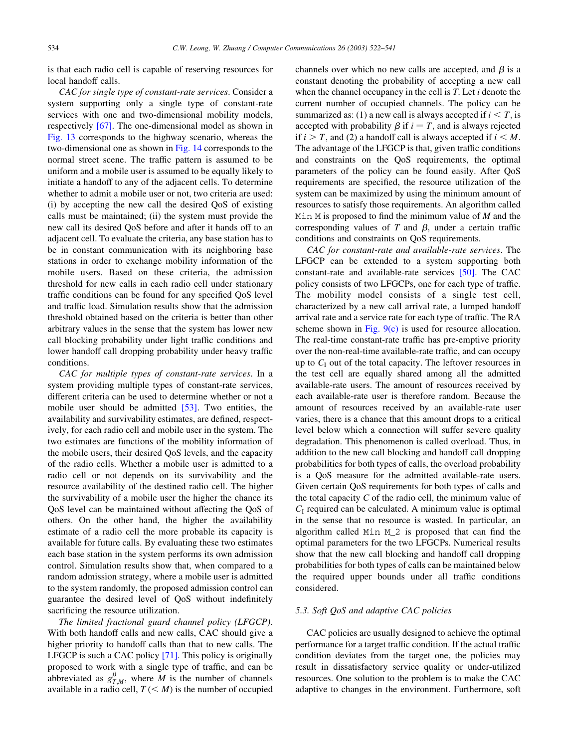is that each radio cell is capable of reserving resources for local handoff calls.

*CAC for single type of constant-rate services*. Consider a system supporting only a single type of constant-rate services with one and two-dimensional mobility models, respectively [67]. The one-dimensional model as shown in Fig. 13 corresponds to the highway scenario, whereas the two-dimensional one as shown in Fig. 14 corresponds to the normal street scene. The traffic pattern is assumed to be uniform and a mobile user is assumed to be equally likely to initiate a handoff to any of the adjacent cells. To determine whether to admit a mobile user or not, two criteria are used: (i) by accepting the new call the desired QoS of existing calls must be maintained; (ii) the system must provide the new call its desired QoS before and after it hands off to an adjacent cell. To evaluate the criteria, any base station has to be in constant communication with its neighboring base stations in order to exchange mobility information of the mobile users. Based on these criteria, the admission threshold for new calls in each radio cell under stationary traffic conditions can be found for any specified QoS level and traffic load. Simulation results show that the admission threshold obtained based on the criteria is better than other arbitrary values in the sense that the system has lower new call blocking probability under light traffic conditions and lower handoff call dropping probability under heavy traffic conditions.

*CAC for multiple types of constant-rate services*. In a system providing multiple types of constant-rate services, different criteria can be used to determine whether or not a mobile user should be admitted [53]. Two entities, the availability and survivability estimates, are defined, respectively, for each radio cell and mobile user in the system. The two estimates are functions of the mobility information of the mobile users, their desired QoS levels, and the capacity of the radio cells. Whether a mobile user is admitted to a radio cell or not depends on its survivability and the resource availability of the destined radio cell. The higher the survivability of a mobile user the higher the chance its QoS level can be maintained without affecting the QoS of others. On the other hand, the higher the availability estimate of a radio cell the more probable its capacity is available for future calls. By evaluating these two estimates each base station in the system performs its own admission control. Simulation results show that, when compared to a random admission strategy, where a mobile user is admitted to the system randomly, the proposed admission control can guarantee the desired level of QoS without indefinitely sacrificing the resource utilization.

*The limited fractional guard channel policy (LFGCP)*. With both handoff calls and new calls, CAC should give a higher priority to handoff calls than that to new calls. The LFGCP is such a CAC policy [71]. This policy is originally proposed to work with a single type of traffic, and can be abbreviated as $g^{\beta}_{T,M}$, where $M$ is the number of channels available in a radio cell, $T\,(< M)$ is the number of occupied channels over which no new calls are accepted, and $\beta$ is a constant denoting the probability of accepting a new call when the channel occupancy in the cell is $T$. Let $i$ denote the current number of occupied channels. The policy can be summarized as: (1) a new call is always accepted if $i < T$, is accepted with probability $\beta$ if $i = T$, and is always rejected if $i > T$, and (2) a handoff call is always accepted if $i < M$. The advantage of the LFGCP is that, given traffic conditions and constraints on the QoS requirements, the optimal parameters of the policy can be found easily. After QoS requirements are specified, the resource utilization of the system can be maximized by using the minimum amount of resources to satisfy those requirements. An algorithm called `Min M` is proposed to find the minimum value of $M$ and the corresponding values of $T$ and $\beta$, under a certain traffic conditions and constraints on QoS requirements.

*CAC for constant-rate and available-rate services*. The LFGCP can be extended to a system supporting both constant-rate and available-rate services [50]. The CAC policy consists of two LFGCPs, one for each type of traffic. The mobility model consists of a single test cell, characterized by a new call arrival rate, a lumped handoff arrival rate and a service rate for each type of traffic. The RA scheme shown in Fig. 9(c) is used for resource allocation. The real-time constant-rate traffic has pre-emptive priority over the non-real-time available-rate traffic, and can occupy up to $C_{\mathrm{I}}$ out of the total capacity. The leftover resources in the test cell are equally shared among all the admitted available-rate users. The amount of resources received by each available-rate user is therefore random. Because the amount of resources received by an available-rate user varies, there is a chance that this amount drops to a critical level below which a connection will suffer severe quality degradation. This phenomenon is called overload. Thus, in addition to the new call blocking and handoff call dropping probabilities for both types of calls, the overload probability is a QoS measure for the admitted available-rate users. Given certain QoS requirements for both types of calls and the total capacity $C$ of the radio cell, the minimum value of $C_{\mathrm{I}}$ required can be calculated. A minimum value is optimal in the sense that no resource is wasted. In particular, an algorithm called `Min M_2` is proposed that can find the optimal parameters for the two LFGCPs. Numerical results show that the new call blocking and handoff call dropping probabilities for both types of calls can be maintained below the required upper bounds under all traffic conditions considered.

### 5.3. Soft QoS and adaptive CAC policies

CAC policies are usually designed to achieve the optimal performance for a target traffic condition. If the actual traffic condition deviates from the target one, the policies may result in dissatisfactory service quality or under-utilized resources. One solution to the problem is to make the CAC adaptive to changes in the environment. Furthermore, soft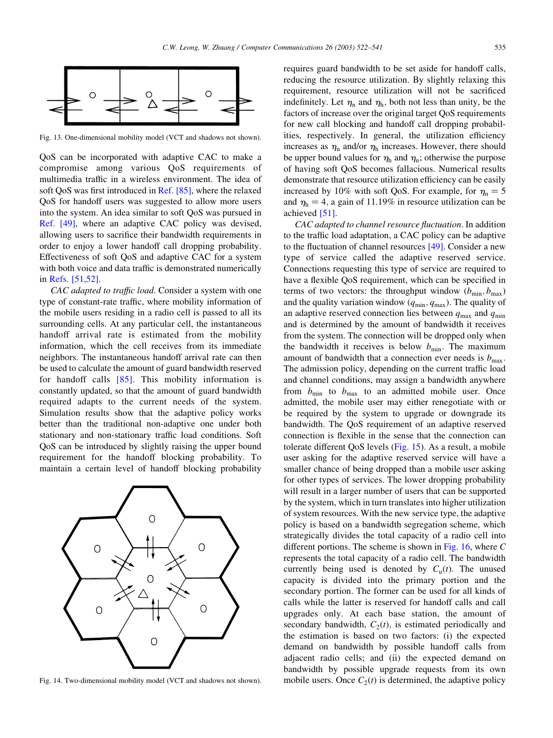Fig. 13. One-dimensional mobility model (VCT and shadows not shown).

QoS can be incorporated with adaptive CAC to make a compromise among various QoS requirements of multimedia traffic in a wireless environment. The idea of soft QoS was first introduced in Ref. [85], where the relaxed QoS for handoff users was suggested to allow more users into the system. An idea similar to soft QoS was pursued in Ref. [49], where an adaptive CAC policy was devised, allowing users to sacrifice their bandwidth requirements in order to enjoy a lower handoff call dropping probability. Effectiveness of soft QoS and adaptive CAC for a system with both voice and data traffic is demonstrated numerically in Refs. [51,52].

*CAC adapted to traffic load*. Consider a system with one type of constant-rate traffic, where mobility information of the mobile users residing in a radio cell is passed to all its surrounding cells. At any particular cell, the instantaneous handoff arrival rate is estimated from the mobility information, which the cell receives from its immediate neighbors. The instantaneous handoff arrival rate can then be used to calculate the amount of guard bandwidth reserved for handoff calls [85]. This mobility information is constantly updated, so that the amount of guard bandwidth required adapts to the current needs of the system. Simulation results show that the adaptive policy works better than the traditional non-adaptive one under both stationary and non-stationary traffic load conditions. Soft QoS can be introduced by slightly raising the upper bound requirement for the handoff blocking probability. To maintain a certain level of handoff blocking probability requires guard bandwidth to be set aside for handoff calls, reducing the resource utilization. By slightly relaxing this requirement, resource utilization will not be sacrificed indefinitely. Let $\eta_n$ and $\eta_h$, both not less than unity, be the factors of increase over the original target QoS requirements for new call blocking and handoff call dropping probabilities, respectively. In general, the utilization efficiency increases as $\eta_n$ and/or $\eta_h$ increases. However, there should be upper bound values for $\eta_h$ and $\eta_n$; otherwise the purpose of having soft QoS becomes fallacious. Numerical results demonstrate that resource utilization efficiency can be easily increased by 10% with soft QoS. For example, for $\eta_n = 5$ and $\eta_h = 4$, a gain of 11.19% in resource utilization can be achieved [51].

Fig. 14. Two-dimensional mobility model (VCT and shadows not shown).

*CAC adapted to channel resource fluctuation*. In addition to the traffic load adaptation, a CAC policy can be adaptive to the fluctuation of channel resources [49]. Consider a new type of service called the adaptive reserved service. Connections requesting this type of service are required to have a flexible QoS requirement, which can be specified in terms of two vectors: the throughput window $(b_{min}, b_{max})$ and the quality variation window $(q_{min}, q_{max})$. The quality of an adaptive reserved connection lies between $q_{max}$ and $q_{min}$ and is determined by the amount of bandwidth it receives from the system. The connection will be dropped only when the bandwidth it receives is below $b_{min}$. The maximum amount of bandwidth that a connection ever needs is $b_{max}$. The admission policy, depending on the current traffic load and channel conditions, may assign a bandwidth anywhere from $b_{min}$ to $b_{max}$ to an admitted mobile user. Once admitted, the mobile user may either renegotiate with or be required by the system to upgrade or downgrade its bandwidth. The QoS requirement of an adaptive reserved connection is flexible in the sense that the connection can tolerate different QoS levels (Fig. 15). As a result, a mobile user asking for the adaptive reserved service will have a smaller chance of being dropped than a mobile user asking for other types of services. The lower dropping probability will result in a larger number of users that can be supported by the system, which in turn translates into higher utilization of system resources. With the new service type, the adaptive policy is based on a bandwidth segregation scheme, which strategically divides the total capacity of a radio cell into different portions. The scheme is shown in Fig. 16, where $C$ represents the total capacity of a radio cell. The bandwidth currently being used is denoted by $C_u(t)$. The unused capacity is divided into the primary portion and the secondary portion. The former can be used for all kinds of calls while the latter is reserved for handoff calls and call upgrades only. At each base station, the amount of secondary bandwidth, $C_2(t)$, is estimated periodically and the estimation is based on two factors: (i) the expected demand on bandwidth by possible handoff calls from adjacent radio cells; and (ii) the expected demand on bandwidth by possible upgrade requests from its own mobile users. Once $C_2(t)$ is determined, the adaptive policy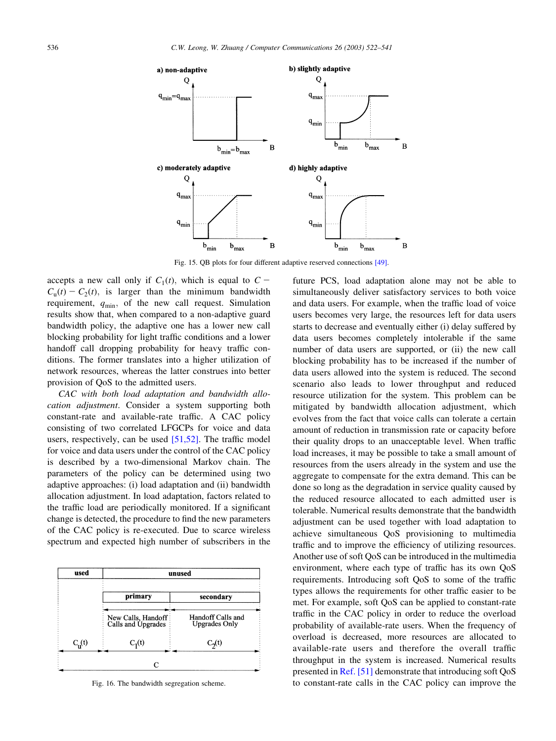a) non-adaptive

Q

$q_{min}=q_{max}$

$b_{min}=b_{max}$ B

b) slightly adaptive

Q

$q_{max}$

$q_{min}$

$b_{min}$ $b_{max}$ B

c) moderately adaptive

Q

$q_{max}$

$q_{min}$

$b_{min}$ $b_{max}$ B

d) highly adaptive

Q

$q_{max}$

$q_{min}$

$b_{min}$ $b_{max}$ B

Fig. 15. QB plots for four different adaptive reserved connections [49].

accepts a new call only if $C_1(t)$, which is equal to $C - C_u(t) - C_2(t)$, is larger than the minimum bandwidth requirement, $q_{min}$, of the new call request. Simulation results show that, when compared to a non-adaptive guard bandwidth policy, the adaptive one has a lower new call blocking probability for light traffic conditions and a lower handoff call dropping probability for heavy traffic conditions. The former translates into a higher utilization of network resources, whereas the latter construes into better provision of QoS to the admitted users.

*CAC with both load adaptation and bandwidth allocation adjustment*. Consider a system supporting both constant-rate and available-rate traffic. A CAC policy consisting of two correlated LFGCPs for voice and data users, respectively, can be used [51,52]. The traffic model for voice and data users under the control of the CAC policy is described by a two-dimensional Markov chain. The parameters of the policy can be determined using two adaptive approaches: (i) load adaptation and (ii) bandwidth allocation adjustment. In load adaptation, factors related to the traffic load are periodically monitored. If a significant change is detected, the procedure to find the new parameters of the CAC policy is re-executed. Due to scarce wireless spectrum and expected high number of subscribers in the future PCS, load adaptation alone may not be able to simultaneously deliver satisfactory services to both voice and data users. For example, when the traffic load of voice users becomes very large, the resources left for data users starts to decrease and eventually either (i) delay suffered by data users becomes completely intolerable if the same number of data users are supported, or (ii) the new call blocking probability has to be increased if the number of data users allowed into the system is reduced. The second scenario also leads to lower throughput and reduced resource utilization for the system. This problem can be mitigated by bandwidth allocation adjustment, which evolves from the fact that voice calls can tolerate a certain amount of reduction in transmission rate or capacity before their quality drops to an unacceptable level. When traffic load increases, it may be possible to take a small amount of resources from the users already in the system and use the aggregate to compensate for the extra demand. This can be done so long as the degradation in service quality caused by the reduced resource allocated to each admitted user is tolerable. Numerical results demonstrate that the bandwidth adjustment can be used together with load adaptation to achieve simultaneous QoS provisioning to multimedia traffic and to improve the efficiency of utilizing resources. Another use of soft QoS can be introduced in the multimedia environment, where each type of traffic has its own QoS requirements. Introducing soft QoS to some of the traffic types allows the requirements for other traffic easier to be met. For example, soft QoS can be applied to constant-rate traffic in the CAC policy in order to reduce the overload probability of available-rate users. When the frequency of overload is decreased, more resources are allocated to available-rate users and therefore the overall traffic throughput in the system is increased. Numerical results presented in Ref. [51] demonstrate that introducing soft QoS to constant-rate calls in the CAC policy can improve the

used

unused

primary

secondary

New Calls, Handoff Calls and Upgrades

Handoff Calls and Upgrades Only

$C_u(t)$

$C_1(t)$

$C_2(t)$

C

Fig. 16. The bandwidth segregation scheme.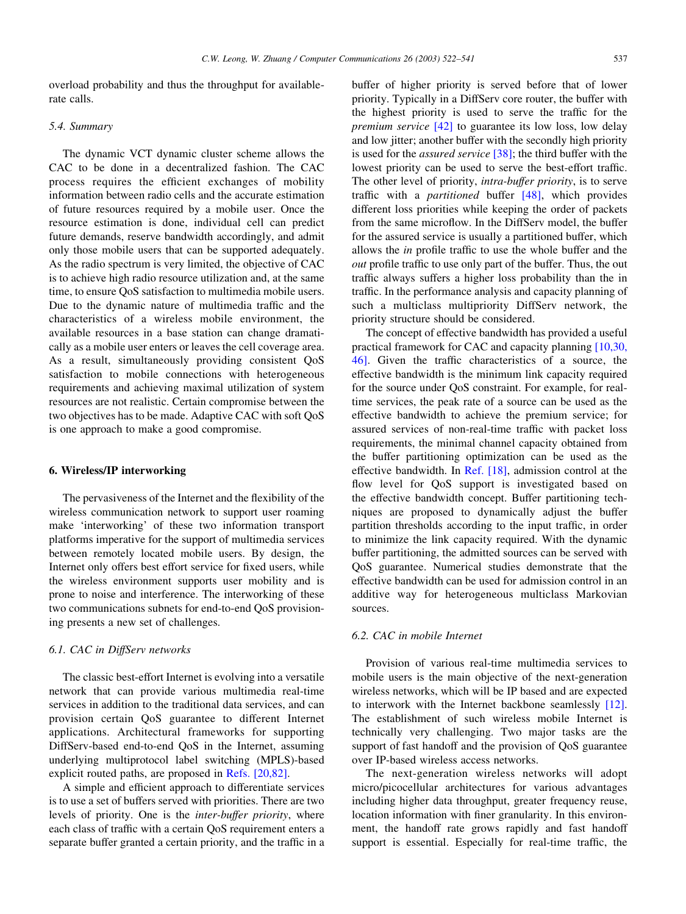overload probability and thus the throughput for available-rate calls.

### 5.4. Summary

The dynamic VCT dynamic cluster scheme allows the CAC to be done in a decentralized fashion. The CAC process requires the efficient exchanges of mobility information between radio cells and the accurate estimation of future resources required by a mobile user. Once the resource estimation is done, individual cell can predict future demands, reserve bandwidth accordingly, and admit only those mobile users that can be supported adequately. As the radio spectrum is very limited, the objective of CAC is to achieve high radio resource utilization and, at the same time, to ensure QoS satisfaction to multimedia mobile users. Due to the dynamic nature of multimedia traffic and the characteristics of a wireless mobile environment, the available resources in a base station can change dramatically as a mobile user enters or leaves the cell coverage area. As a result, simultaneously providing consistent QoS satisfaction to mobile connections with heterogeneous requirements and achieving maximal utilization of system resources are not realistic. Certain compromise between the two objectives has to be made. Adaptive CAC with soft QoS is one approach to make a good compromise.

## 6. Wireless/IP interworking

The pervasiveness of the Internet and the flexibility of the wireless communication network to support user roaming make 'interworking' of these two information transport platforms imperative for the support of multimedia services between remotely located mobile users. By design, the Internet only offers best effort service for fixed users, while the wireless environment supports user mobility and is prone to noise and interference. The interworking of these two communications subnets for end-to-end QoS provisioning presents a new set of challenges.

### 6.1. CAC in DiffServ networks

The classic best-effort Internet is evolving into a versatile network that can provide various multimedia real-time services in addition to the traditional data services, and can provision certain QoS guarantee to different Internet applications. Architectural frameworks for supporting DiffServ-based end-to-end QoS in the Internet, assuming underlying multiprotocol label switching (MPLS)-based explicit routed paths, are proposed in Refs. [20,82].

A simple and efficient approach to differentiate services is to use a set of buffers served with priorities. There are two levels of priority. One is the *inter-buffer priority*, where each class of traffic with a certain QoS requirement enters a separate buffer granted a certain priority, and the traffic in a buffer of higher priority is served before that of lower priority. Typically in a DiffServ core router, the buffer with the highest priority is used to serve the traffic for the *premium service* [42] to guarantee its low loss, low delay and low jitter; another buffer with the secondly high priority is used for the *assured service* [38]; the third buffer with the lowest priority can be used to serve the best-effort traffic. The other level of priority, *intra-buffer priority*, is to serve traffic with a *partitioned* buffer [48], which provides different loss priorities while keeping the order of packets from the same microflow. In the DiffServ model, the buffer for the assured service is usually a partitioned buffer, which allows the *in* profile traffic to use the whole buffer and the *out* profile traffic to use only part of the buffer. Thus, the out traffic always suffers a higher loss probability than the in traffic. In the performance analysis and capacity planning of such a multiclass multipriority DiffServ network, the priority structure should be considered.

The concept of effective bandwidth has provided a useful practical framework for CAC and capacity planning [10,30,46]. Given the traffic characteristics of a source, the effective bandwidth is the minimum link capacity required for the source under QoS constraint. For example, for real-time services, the peak rate of a source can be used as the effective bandwidth to achieve the premium service; for assured services of non-real-time traffic with packet loss requirements, the minimal channel capacity obtained from the buffer partitioning optimization can be used as the effective bandwidth. In Ref. [18], admission control at the flow level for QoS support is investigated based on the effective bandwidth concept. Buffer partitioning techniques are proposed to dynamically adjust the buffer partition thresholds according to the input traffic, in order to minimize the link capacity required. With the dynamic buffer partitioning, the admitted sources can be served with QoS guarantee. Numerical studies demonstrate that the effective bandwidth can be used for admission control in an additive way for heterogeneous multiclass Markovian sources.

### 6.2. CAC in mobile Internet

Provision of various real-time multimedia services to mobile users is the main objective of the next-generation wireless networks, which will be IP based and are expected to interwork with the Internet backbone seamlessly [12]. The establishment of such wireless mobile Internet is technically very challenging. Two major tasks are the support of fast handoff and the provision of QoS guarantee over IP-based wireless access networks.

The next-generation wireless networks will adopt micro/picocellular architectures for various advantages including higher data throughput, greater frequency reuse, location information with finer granularity. In this environment, the handoff rate grows rapidly and fast handoff support is essential. Especially for real-time traffic, the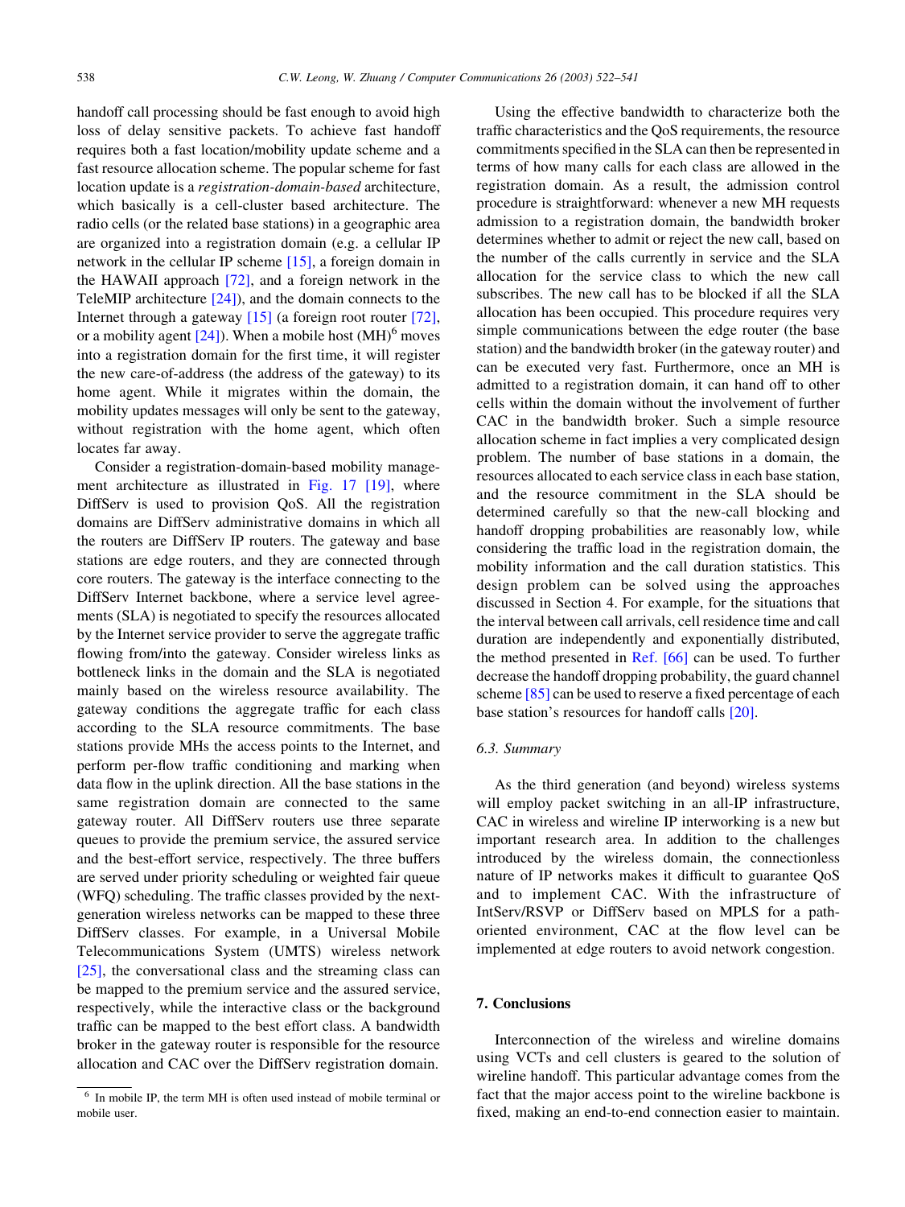handoff call processing should be fast enough to avoid high loss of delay sensitive packets. To achieve fast handoff requires both a fast location/mobility update scheme and a fast resource allocation scheme. The popular scheme for fast location update is a *registration-domain-based* architecture, which basically is a cell-cluster based architecture. The radio cells (or the related base stations) in a geographic area are organized into a registration domain (e.g. a cellular IP network in the cellular IP scheme [15], a foreign domain in the HAWAII approach [72], and a foreign network in the TeleMIP architecture [24]), and the domain connects to the Internet through a gateway [15] (a foreign root router [72], or a mobility agent [24]). When a mobile host (MH)[6] moves into a registration domain for the first time, it will register the new care-of-address (the address of the gateway) to its home agent. While it migrates within the domain, the mobility updates messages will only be sent to the gateway, without registration with the home agent, which often locates far away.

Consider a registration-domain-based mobility management architecture as illustrated in Fig. 17 [19], where DiffServ is used to provision QoS. All the registration domains are DiffServ administrative domains in which all the routers are DiffServ IP routers. The gateway and base stations are edge routers, and they are connected through core routers. The gateway is the interface connecting to the DiffServ Internet backbone, where a service level agreements (SLA) is negotiated to specify the resources allocated by the Internet service provider to serve the aggregate traffic flowing from/into the gateway. Consider wireless links as bottleneck links in the domain and the SLA is negotiated mainly based on the wireless resource availability. The gateway conditions the aggregate traffic for each class according to the SLA resource commitments. The base stations provide MHs the access points to the Internet, and perform per-flow traffic conditioning and marking when data flow in the uplink direction. All the base stations in the same registration domain are connected to the same gateway router. All DiffServ routers use three separate queues to provide the premium service, the assured service and the best-effort service, respectively. The three buffers are served under priority scheduling or weighted fair queue (WFQ) scheduling. The traffic classes provided by the next-generation wireless networks can be mapped to these three DiffServ classes. For example, in a Universal Mobile Telecommunications System (UMTS) wireless network [25], the conversational class and the streaming class can be mapped to the premium service and the assured service, respectively, while the interactive class or the background traffic can be mapped to the best effort class. A bandwidth broker in the gateway router is responsible for the resource allocation and CAC over the DiffServ registration domain.

[6] In mobile IP, the term MH is often used instead of mobile terminal or mobile user.

Using the effective bandwidth to characterize both the traffic characteristics and the QoS requirements, the resource commitments specified in the SLA can then be represented in terms of how many calls for each class are allowed in the registration domain. As a result, the admission control procedure is straightforward: whenever a new MH requests admission to a registration domain, the bandwidth broker determines whether to admit or reject the new call, based on the number of the calls currently in service and the SLA allocation for the service class to which the new call subscribes. The new call has to be blocked if all the SLA allocation has been occupied. This procedure requires very simple communications between the edge router (the base station) and the bandwidth broker (in the gateway router) and can be executed very fast. Furthermore, once an MH is admitted to a registration domain, it can hand off to other cells within the domain without the involvement of further CAC in the bandwidth broker. Such a simple resource allocation scheme in fact implies a very complicated design problem. The number of base stations in a domain, the resources allocated to each service class in each base station, and the resource commitment in the SLA should be determined carefully so that the new-call blocking and handoff dropping probabilities are reasonably low, while considering the traffic load in the registration domain, the mobility information and the call duration statistics. This design problem can be solved using the approaches discussed in Section 4. For example, for the situations that the interval between call arrivals, cell residence time and call duration are independently and exponentially distributed, the method presented in Ref. [66] can be used. To further decrease the handoff dropping probability, the guard channel scheme [85] can be used to reserve a fixed percentage of each base station's resources for handoff calls [20].

### 6.3. Summary

As the third generation (and beyond) wireless systems will employ packet switching in an all-IP infrastructure, CAC in wireless and wireline IP interworking is a new but important research area. In addition to the challenges introduced by the wireless domain, the connectionless nature of IP networks makes it difficult to guarantee QoS and to implement CAC. With the infrastructure of IntServ/RSVP or DiffServ based on MPLS for a path-oriented environment, CAC at the flow level can be implemented at edge routers to avoid network congestion.

## 7. Conclusions

Interconnection of the wireless and wireline domains using VCTs and cell clusters is geared to the solution of wireline handoff. This particular advantage comes from the fact that the major access point to the wireline backbone is fixed, making an end-to-end connection easier to maintain.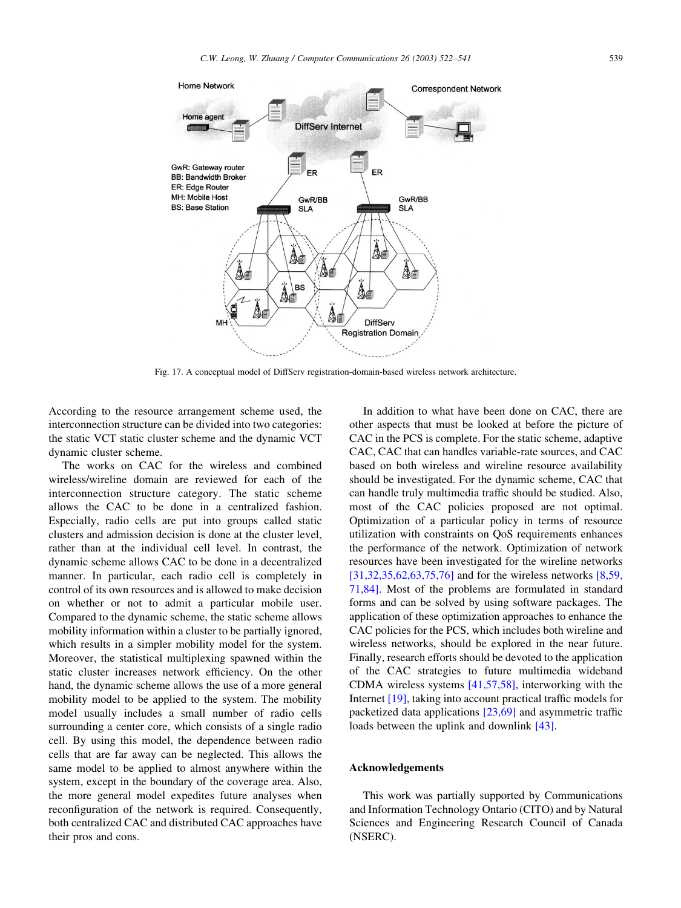Home Network

Correspondent Network

Home agent

DiffServ Internet

GwR: Gateway router
BB: Bandwidth Broker
ER: Edge Router
MH: Mobile Host
BS: Base Station

ER

ER

GwR/BB
SLA

GwR/BB
SLA

BS

MH

DiffServ
Registration Domain

Fig. 17. A conceptual model of DiffServ registration-domain-based wireless network architecture.

According to the resource arrangement scheme used, the interconnection structure can be divided into two categories: the static VCT static cluster scheme and the dynamic VCT dynamic cluster scheme.

The works on CAC for the wireless and combined wireless/wireline domain are reviewed for each of the interconnection structure category. The static scheme allows the CAC to be done in a centralized fashion. Especially, radio cells are put into groups called static clusters and admission decision is done at the cluster level, rather than at the individual cell level. In contrast, the dynamic scheme allows CAC to be done in a decentralized manner. In particular, each radio cell is completely in control of its own resources and is allowed to make decision on whether or not to admit a particular mobile user. Compared to the dynamic scheme, the static scheme allows mobility information within a cluster to be partially ignored, which results in a simpler mobility model for the system. Moreover, the statistical multiplexing spawned within the static cluster increases network efficiency. On the other hand, the dynamic scheme allows the use of a more general mobility model to be applied to the system. The mobility model usually includes a small number of radio cells surrounding a center core, which consists of a single radio cell. By using this model, the dependence between radio cells that are far away can be neglected. This allows the same model to be applied to almost anywhere within the system, except in the boundary of the coverage area. Also, the more general model expedites future analyses when reconfiguration of the network is required. Consequently, both centralized CAC and distributed CAC approaches have their pros and cons.

In addition to what have been done on CAC, there are other aspects that must be looked at before the picture of CAC in the PCS is complete. For the static scheme, adaptive CAC, CAC that can handles variable-rate sources, and CAC based on both wireless and wireline resource availability should be investigated. For the dynamic scheme, CAC that can handle truly multimedia traffic should be studied. Also, most of the CAC policies proposed are not optimal. Optimization of a particular policy in terms of resource utilization with constraints on QoS requirements enhances the performance of the network. Optimization of network resources have been investigated for the wireline networks [31,32,35,62,63,75,76] and for the wireless networks [8,59, 71,84]. Most of the problems are formulated in standard forms and can be solved by using software packages. The application of these optimization approaches to enhance the CAC policies for the PCS, which includes both wireline and wireless networks, should be explored in the near future. Finally, research efforts should be devoted to the application of the CAC strategies to future multimedia wideband CDMA wireless systems [41,57,58], interworking with the Internet [19], taking into account practical traffic models for packetized data applications [23,69] and asymmetric traffic loads between the uplink and downlink [43].

## Acknowledgements

This work was partially supported by Communications and Information Technology Ontario (CITO) and by Natural Sciences and Engineering Research Council of Canada (NSERC).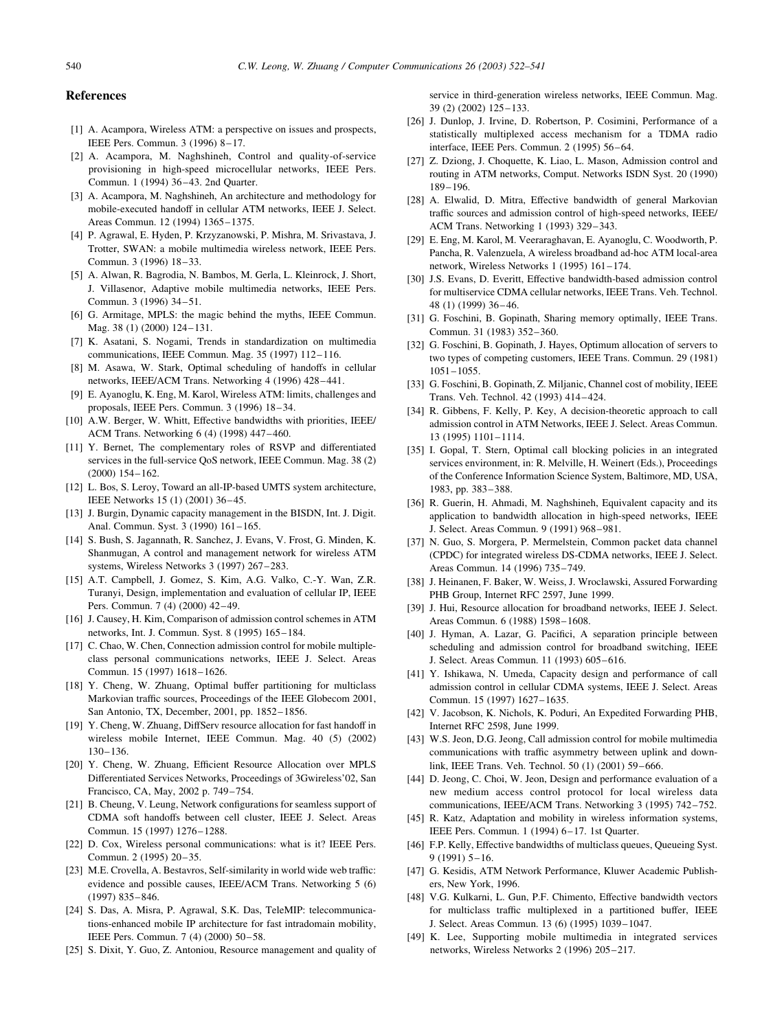## References

[1] A. Acampora, Wireless ATM: a perspective on issues and prospects, IEEE Pers. Commun. 3 (1996) 8–17.

[2] A. Acampora, M. Naghshineh, Control and quality-of-service provisioning in high-speed microcellular networks, IEEE Pers. Commun. 1 (1994) 36–43. 2nd Quarter.

[3] A. Acampora, M. Naghshineh, An architecture and methodology for mobile-executed handoff in cellular ATM networks, IEEE J. Select. Areas Commun. 12 (1994) 1365–1375.

[4] P. Agrawal, E. Hyden, P. Krzyzanowski, P. Mishra, M. Srivastava, J. Trotter, SWAN: a mobile multimedia wireless network, IEEE Pers. Commun. 3 (1996) 18–33.

[5] A. Alwan, R. Bagrodia, N. Bambos, M. Gerla, L. Kleinrock, J. Short, J. Villasenor, Adaptive mobile multimedia networks, IEEE Pers. Commun. 3 (1996) 34–51.

[6] G. Armitage, MPLS: the magic behind the myths, IEEE Commun. Mag. 38 (1) (2000) 124–131.

[7] K. Asatani, S. Nogami, Trends in standardization on multimedia communications, IEEE Commun. Mag. 35 (1997) 112–116.

[8] M. Asawa, W. Stark, Optimal scheduling of handoffs in cellular networks, IEEE/ACM Trans. Networking 4 (1996) 428–441.

[9] E. Ayanoglu, K. Eng, M. Karol, Wireless ATM: limits, challenges and proposals, IEEE Pers. Commun. 3 (1996) 18–34.

[10] A.W. Berger, W. Whitt, Effective bandwidths with priorities, IEEE/ACM Trans. Networking 6 (4) (1998) 447–460.

[11] Y. Bernet, The complementary roles of RSVP and differentiated services in the full-service QoS network, IEEE Commun. Mag. 38 (2) (2000) 154–162.

[12] L. Bos, S. Leroy, Toward an all-IP-based UMTS system architecture, IEEE Networks 15 (1) (2001) 36–45.

[13] J. Burgin, Dynamic capacity management in the BISDN, Int. J. Digit. Anal. Commun. Syst. 3 (1990) 161–165.

[14] S. Bush, S. Jagannath, R. Sanchez, J. Evans, V. Frost, G. Minden, K. Shanmugan, A control and management network for wireless ATM systems, Wireless Networks 3 (1997) 267–283.

[15] A.T. Campbell, J. Gomez, S. Kim, A.G. Valko, C.-Y. Wan, Z.R. Turanyi, Design, implementation and evaluation of cellular IP, IEEE Pers. Commun. 7 (4) (2000) 42–49.

[16] J. Causey, H. Kim, Comparison of admission control schemes in ATM networks, Int. J. Commun. Syst. 8 (1995) 165–184.

[17] C. Chao, W. Chen, Connection admission control for mobile multiple-class personal communications networks, IEEE J. Select. Areas Commun. 15 (1997) 1618–1626.

[18] Y. Cheng, W. Zhuang, Optimal buffer partitioning for multiclass Markovian traffic sources, Proceedings of the IEEE Globecom 2001, San Antonio, TX, December, 2001, pp. 1852–1856.

[19] Y. Cheng, W. Zhuang, DiffServ resource allocation for fast handoff in wireless mobile Internet, IEEE Commun. Mag. 40 (5) (2002) 130–136.

[20] Y. Cheng, W. Zhuang, Efficient Resource Allocation over MPLS Differentiated Services Networks, Proceedings of 3Gwireless'02, San Francisco, CA, May, 2002 p. 749–754.

[21] B. Cheung, V. Leung, Network configurations for seamless support of CDMA soft handoffs between cell cluster, IEEE J. Select. Areas Commun. 15 (1997) 1276–1288.

[22] D. Cox, Wireless personal communications: what is it? IEEE Pers. Commun. 2 (1995) 20–35.

[23] M.E. Crovella, A. Bestavros, Self-similarity in world wide web traffic: evidence and possible causes, IEEE/ACM Trans. Networking 5 (6) (1997) 835–846.

[24] S. Das, A. Misra, P. Agrawal, S.K. Das, TeleMIP: telecommunications-enhanced mobile IP architecture for fast intradomain mobility, IEEE Pers. Commun. 7 (4) (2000) 50–58.

[25] S. Dixit, Y. Guo, Z. Antoniou, Resource management and quality of service in third-generation wireless networks, IEEE Commun. Mag. 39 (2) (2002) 125–133.

[26] J. Dunlop, J. Irvine, D. Robertson, P. Cosimini, Performance of a statistically multiplexed access mechanism for a TDMA radio interface, IEEE Pers. Commun. 2 (1995) 56–64.

[27] Z. Dziong, J. Choquette, K. Liao, L. Mason, Admission control and routing in ATM networks, Comput. Networks ISDN Syst. 20 (1990) 189–196.

[28] A. Elwalid, D. Mitra, Effective bandwidth of general Markovian traffic sources and admission control of high-speed networks, IEEE/ACM Trans. Networking 1 (1993) 329–343.

[29] E. Eng, M. Karol, M. Veeraraghavan, E. Ayanoglu, C. Woodworth, P. Pancha, R. Valenzuela, A wireless broadband ad-hoc ATM local-area network, Wireless Networks 1 (1995) 161–174.

[30] J.S. Evans, D. Everitt, Effective bandwidth-based admission control for multiservice CDMA cellular networks, IEEE Trans. Veh. Technol. 48 (1) (1999) 36–46.

[31] G. Foschini, B. Gopinath, Sharing memory optimally, IEEE Trans. Commun. 31 (1983) 352–360.

[32] G. Foschini, B. Gopinath, J. Hayes, Optimum allocation of servers to two types of competing customers, IEEE Trans. Commun. 29 (1981) 1051–1055.

[33] G. Foschini, B. Gopinath, Z. Miljanic, Channel cost of mobility, IEEE Trans. Veh. Technol. 42 (1993) 414–424.

[34] R. Gibbens, F. Kelly, P. Key, A decision-theoretic approach to call admission control in ATM Networks, IEEE J. Select. Areas Commun. 13 (1995) 1101–1114.

[35] I. Gopal, T. Stern, Optimal call blocking policies in an integrated services environment, in: R. Melville, H. Weinert (Eds.), Proceedings of the Conference Information Science System, Baltimore, MD, USA, 1983, pp. 383–388.

[36] R. Guerin, H. Ahmadi, M. Naghshineh, Equivalent capacity and its application to bandwidth allocation in high-speed networks, IEEE J. Select. Areas Commun. 9 (1991) 968–981.

[37] N. Guo, S. Morgera, P. Mermelstein, Common packet data channel (CPDC) for integrated wireless DS-CDMA networks, IEEE J. Select. Areas Commun. 14 (1996) 735–749.

[38] J. Heinanen, F. Baker, W. Weiss, J. Wroclawski, Assured Forwarding PHB Group, Internet RFC 2597, June 1999.

[39] J. Hui, Resource allocation for broadband networks, IEEE J. Select. Areas Commun. 6 (1988) 1598–1608.

[40] J. Hyman, A. Lazar, G. Pacifici, A separation principle between scheduling and admission control for broadband switching, IEEE J. Select. Areas Commun. 11 (1993) 605–616.

[41] Y. Ishikawa, N. Umeda, Capacity design and performance of call admission control in cellular CDMA systems, IEEE J. Select. Areas Commun. 15 (1997) 1627–1635.

[42] V. Jacobson, K. Nichols, K. Poduri, An Expedited Forwarding PHB, Internet RFC 2598, June 1999.

[43] W.S. Jeon, D.G. Jeong, Call admission control for mobile multimedia communications with traffic asymmetry between uplink and downlink, IEEE Trans. Veh. Technol. 50 (1) (2001) 59–666.

[44] D. Jeong, C. Choi, W. Jeon, Design and performance evaluation of a new medium access control protocol for local wireless data communications, IEEE/ACM Trans. Networking 3 (1995) 742–752.

[45] R. Katz, Adaptation and mobility in wireless information systems, IEEE Pers. Commun. 1 (1994) 6–17. 1st Quarter.

[46] F.P. Kelly, Effective bandwidths of multiclass queues, Queueing Syst. 9 (1991) 5–16.

[47] G. Kesidis, ATM Network Performance, Kluwer Academic Publishers, New York, 1996.

[48] V.G. Kulkarni, L. Gun, P.F. Chimento, Effective bandwidth vectors for multiclass traffic multiplexed in a partitioned buffer, IEEE J. Select. Areas Commun. 13 (6) (1995) 1039–1047.

[49] K. Lee, Supporting mobile multimedia in integrated services networks, Wireless Networks 2 (1996) 205–217.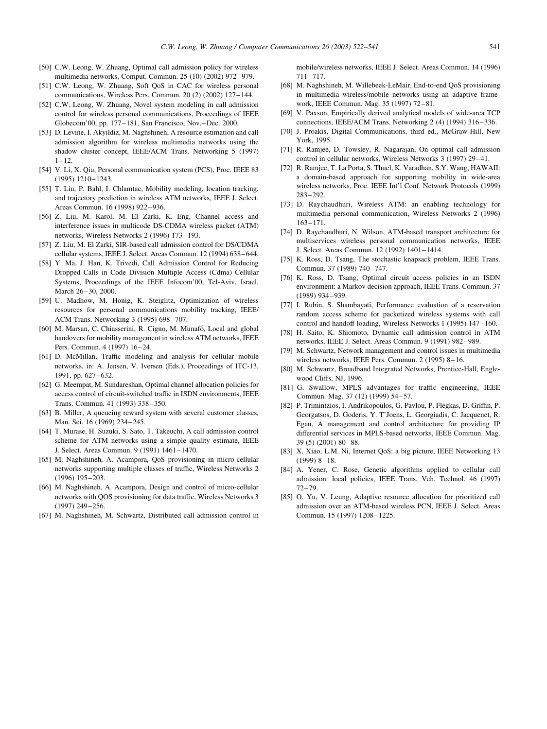[50] C.W. Leong, W. Zhuang, Optimal call admission policy for wireless multimedia networks, Comput. Commun. 25 (10) (2002) 972–979.

[51] C.W. Leong, W. Zhuang, Soft QoS in CAC for wireless personal communications, Wireless Pers. Commun. 20 (2) (2002) 127–144.

[52] C.W. Leong, W. Zhuang, Novel system modeling in call admission control for wireless personal communications, Proceedings of IEEE Globecom'00, pp. 177–181, San Francisco, Nov.–Dec. 2000.

[53] D. Levine, I. Akyildiz, M. Naghshineh, A resource estimation and call admission algorithm for wireless multimedia networks using the shadow cluster concept, IEEE/ACM Trans. Networking 5 (1997) 1–12.

[54] V. Li, X. Qiu, Personal communication system (PCS), Proc. IEEE 83 (1995) 1210–1243.

[55] T. Liu, P. Bahl, I. Chlamtac, Mobility modeling, location tracking, and trajectory prediction in wireless ATM networks, IEEE J. Select. Areas Commun. 16 (1998) 922–936.

[56] Z. Liu, M. Karol, M. El Zarki, K. Eng, Channel access and interference issues in multicode DS-CDMA wireless packet (ATM) networks, Wireless Networks 2 (1996) 173–193.

[57] Z. Liu, M. El Zarki, SIR-based call admission control for DS/CDMA cellular systems, IEEE J. Select. Areas Commun. 12 (1994) 638–644.

[58] Y. Ma, J. Han, K. Trivedi, Call Admission Control for Reducing Dropped Calls in Code Division Multiple Access (Cdma) Cellular Systems, Proceedings of the IEEE Infocom'00, Tel-Aviv, Israel, March 26–30, 2000.

[59] U. Madhow, M. Honig, K. Steiglitz, Optimization of wireless resources for personal communications mobility tracking, IEEE/ACM Trans. Networking 3 (1995) 698–707.

[60] M. Marsan, C. Chiasserini, R. Cigno, M. Munafó, Local and global handovers for mobility management in wireless ATM networks, IEEE Pers. Commun. 4 (1997) 16–24.

[61] D. McMillan, Traffic modeling and analysis for cellular mobile networks, in: A. Jensen, V. Iversen (Eds.), Proceedings of ITC-13, 1991, pp. 627–632.

[62] G. Meempat, M. Sundareshan, Optimal channel allocation policies for access control of circuit-switched traffic in ISDN environments, IEEE Trans. Commun. 41 (1993) 338–350.

[63] B. Miller, A queueing reward system with several customer classes, Man. Sci. 16 (1969) 234–245.

[64] T. Murase, H. Suzuki, S. Sato, T. Takeuchi, A call admission control scheme for ATM networks using a simple quality estimate, IEEE J. Select. Areas Commun. 9 (1991) 1461–1470.

[65] M. Naghshineh, A. Acampora, QoS provisioning in micro-cellular networks supporting multiple classes of traffic, Wireless Networks 2 (1996) 195–203.

[66] M. Naghshineh, A. Acampora, Design and control of micro-cellular networks with QOS provisioning for data traffic, Wireless Networks 3 (1997) 249–256.

[67] M. Naghshineh, M. Schwartz, Distributed call admission control in mobile/wireless networks, IEEE J. Select. Areas Commun. 14 (1996) 711–717.

[68] M. Naghshineh, M. Willebeek-LeMair, End-to-end QoS provisioning in multimedia wireless/mobile networks using an adaptive framework, IEEE Commun. Mag. 35 (1997) 72–81.

[69] V. Paxson, Empirically derived analytical models of wide-area TCP connections, IEEE/ACM Trans. Networking 2 (4) (1994) 316–336.

[70] J. Proakis, Digital Communications, third ed., McGraw-Hill, New York, 1995.

[71] R. Ramjee, D. Towsley, R. Nagarajan, On optimal call admission control in cellular networks, Wireless Networks 3 (1997) 29–41.

[72] R. Ramjee, T. La Porta, S. Thuel, K. Varadhan, S.Y. Wang, HAWAII: a domain-based approach for supporting mobility in wide-area wireless networks, Proc. IEEE Int'l Conf. Network Protocols (1999) 283–292.

[73] D. Raychaudhuri, Wireless ATM: an enabling technology for multimedia personal communication, Wireless Networks 2 (1996) 163–171.

[74] D. Raychaudhuri, N. Wilson, ATM-based transport architecture for multiservices wireless personal communication networks, IEEE J. Select. Areas Commun. 12 (1992) 1401–1414.

[75] K. Ross, D. Tsang, The stochastic knapsack problem, IEEE Trans. Commun. 37 (1989) 740–747.

[76] K. Ross, D. Tsang, Optimal circuit access policies in an ISDN environment: a Markov decision approach, IEEE Trans. Commun. 37 (1989) 934–939.

[77] I. Rubin, S. Shambayati, Performance evaluation of a reservation random access scheme for packetized wireless systems with call control and handoff loading, Wireless Networks 1 (1995) 147–160.

[78] H. Saito, K. Shiomoto, Dynamic call admission control in ATM networks, IEEE J. Select. Areas Commun. 9 (1991) 982–989.

[79] M. Schwartz, Network management and control issues in multimedia wireless networks, IEEE Pers. Commun. 2 (1995) 8–16.

[80] M. Schwartz, Broadband Integrated Networks, Prentice-Hall, Englewood Cliffs, NJ, 1996.

[81] G. Swallow, MPLS advantages for traffic engineering, IEEE Commun. Mag. 37 (12) (1999) 54–57.

[82] P. Trimintzios, I. Andrikopoulos, G. Pavlou, P. Flegkas, D. Griffin, P. Georgatsos, D. Goderis, Y. T'Joens, L. Georgiadis, C. Jacquenet, R. Egan, A management and control architecture for providing IP differential services in MPLS-based networks, IEEE Commun. Mag. 39 (5) (2001) 80–88.

[83] X. Xiao, L.M. Ni, Internet QoS: a big picture, IEEE Networking 13 (1999) 8–18.

[84] A. Yener, C. Rose, Genetic algorithms applied to cellular call admission: local policies, IEEE Trans. Veh. Technol. 46 (1997) 72–79.

[85] O. Yu, V. Leung, Adaptive resource allocation for prioritized call admission over an ATM-based wireless PCN, IEEE J. Select. Areas Commun. 15 (1997) 1208–1225.